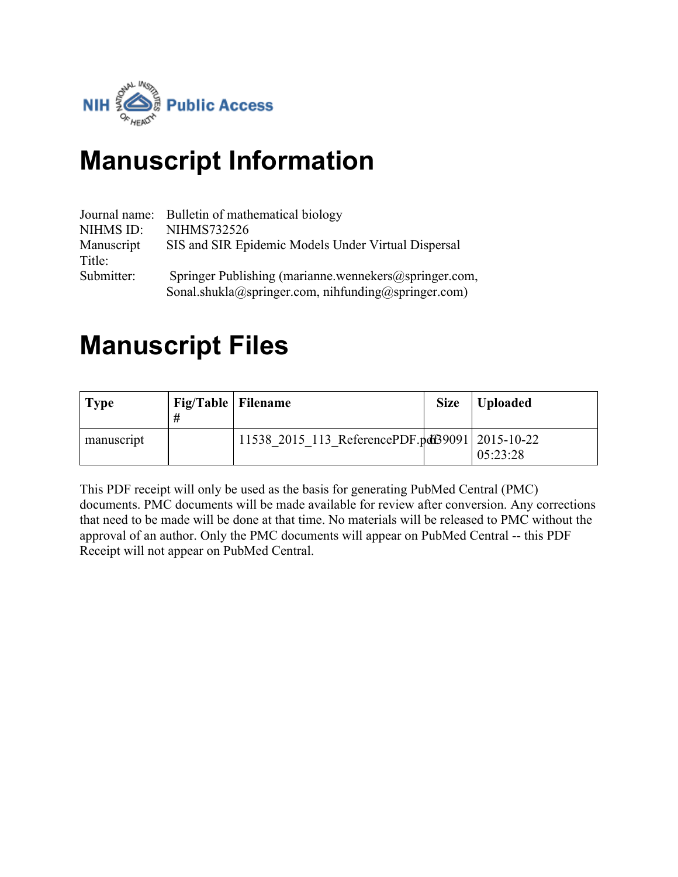NIH Public Access

# Manuscript Information

Journal name: Bulletin of mathematical biology
NIHMS ID: NIHMS732526
Manuscript Title: SIS and SIR Epidemic Models Under Virtual Dispersal
Submitter: Springer Publishing (marianne.wennekers@springer.com, Sonal.shukla@springer.com, nihfunding@springer.com)

# Manuscript Files

| Type | Fig/Table # | Filename | Size | Uploaded |
|---|---|---|---|---|
| manuscript | | 11538_2015_113_ReferencePDF.pdf | 639091 | 2015-10-22 05:23:28 |

This PDF receipt will only be used as the basis for generating PubMed Central (PMC) documents. PMC documents will be made available for review after conversion. Any corrections that need to be made will be done at that time. No materials will be released to PMC without the approval of an author. Only the PMC documents will appear on PubMed Central -- this PDF Receipt will not appear on PubMed Central.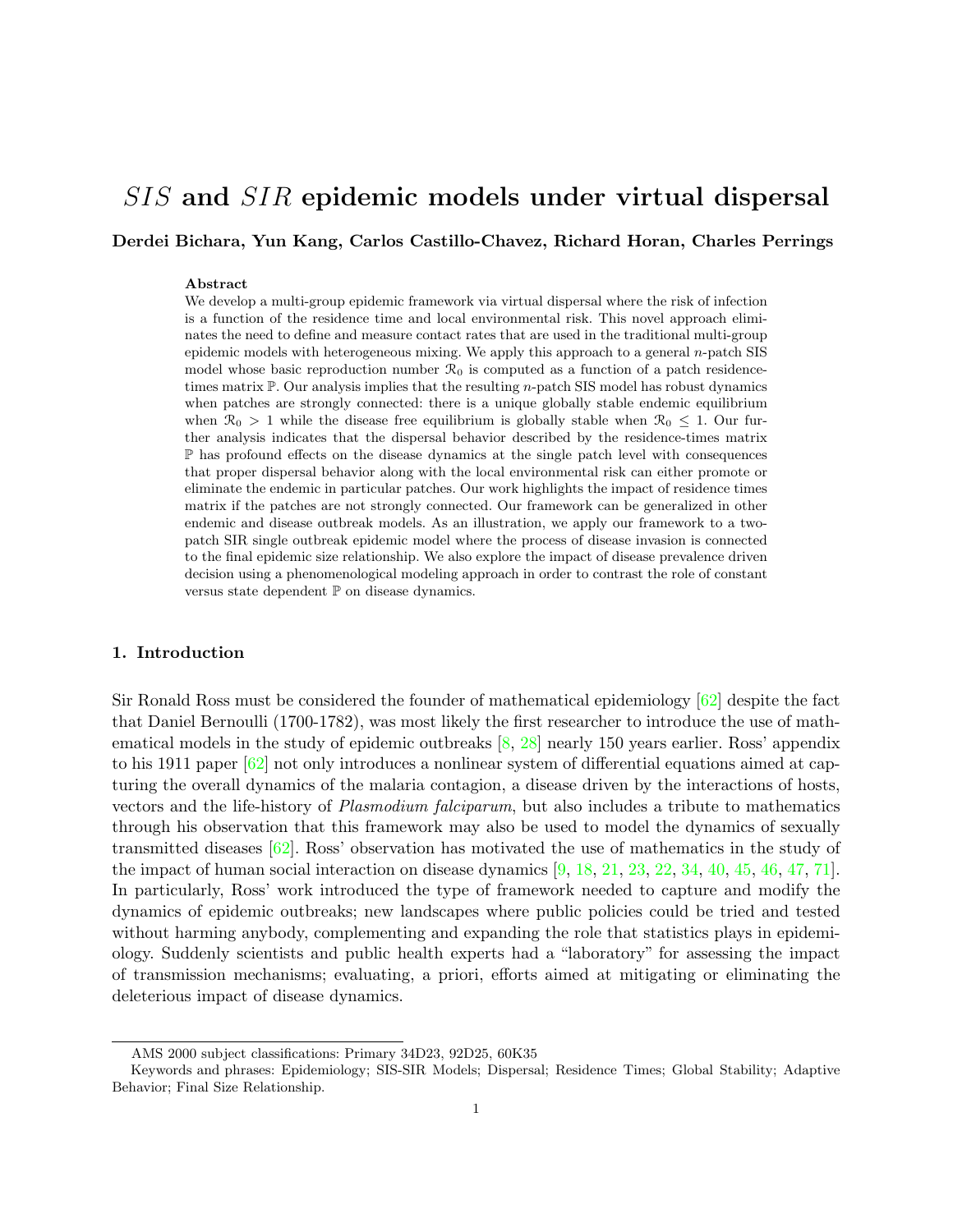# $SIS$ and $SIR$ epidemic models under virtual dispersal

**Derdei Bichara, Yun Kang, Carlos Castillo-Chavez, Richard Horan, Charles Perrings**

**Abstract**

We develop a multi-group epidemic framework via virtual dispersal where the risk of infection is a function of the residence time and local environmental risk. This novel approach eliminates the need to define and measure contact rates that are used in the traditional multi-group epidemic models with heterogeneous mixing. We apply this approach to a general $n$-patch SIS model whose basic reproduction number $\mathcal{R}_0$ is computed as a function of a patch residence-times matrix $\mathbb{P}$. Our analysis implies that the resulting $n$-patch SIS model has robust dynamics when patches are strongly connected: there is a unique globally stable endemic equilibrium when $\mathcal{R}_0 > 1$ while the disease free equilibrium is globally stable when $\mathcal{R}_0 \leq 1$. Our further analysis indicates that the dispersal behavior described by the residence-times matrix $\mathbb{P}$ has profound effects on the disease dynamics at the single patch level with consequences that proper dispersal behavior along with the local environmental risk can either promote or eliminate the endemic in particular patches. Our work highlights the impact of residence times matrix if the patches are not strongly connected. Our framework can be generalized in other endemic and disease outbreak models. As an illustration, we apply our framework to a two-patch SIR single outbreak epidemic model where the process of disease invasion is connected to the final epidemic size relationship. We also explore the impact of disease prevalence driven decision using a phenomenological modeling approach in order to contrast the role of constant versus state dependent $\mathbb{P}$ on disease dynamics.

### 1. Introduction

Sir Ronald Ross must be considered the founder of mathematical epidemiology [62] despite the fact that Daniel Bernoulli (1700-1782), was most likely the first researcher to introduce the use of mathematical models in the study of epidemic outbreaks [8, 28] nearly 150 years earlier. Ross' appendix to his 1911 paper [62] not only introduces a nonlinear system of differential equations aimed at capturing the overall dynamics of the malaria contagion, a disease driven by the interactions of hosts, vectors and the life-history of *Plasmodium falciparum*, but also includes a tribute to mathematics through his observation that this framework may also be used to model the dynamics of sexually transmitted diseases [62]. Ross' observation has motivated the use of mathematics in the study of the impact of human social interaction on disease dynamics [9, 18, 21, 23, 22, 34, 40, 45, 46, 47, 71]. In particularly, Ross' work introduced the type of framework needed to capture and modify the dynamics of epidemic outbreaks; new landscapes where public policies could be tried and tested without harming anybody, complementing and expanding the role that statistics plays in epidemiology. Suddenly scientists and public health experts had a "laboratory" for assessing the impact of transmission mechanisms; evaluating, a priori, efforts aimed at mitigating or eliminating the deleterious impact of disease dynamics.

AMS 2000 subject classifications: Primary 34D23, 92D25, 60K35

Keywords and phrases: Epidemiology; SIS-SIR Models; Dispersal; Residence Times; Global Stability; Adaptive Behavior; Final Size Relationship.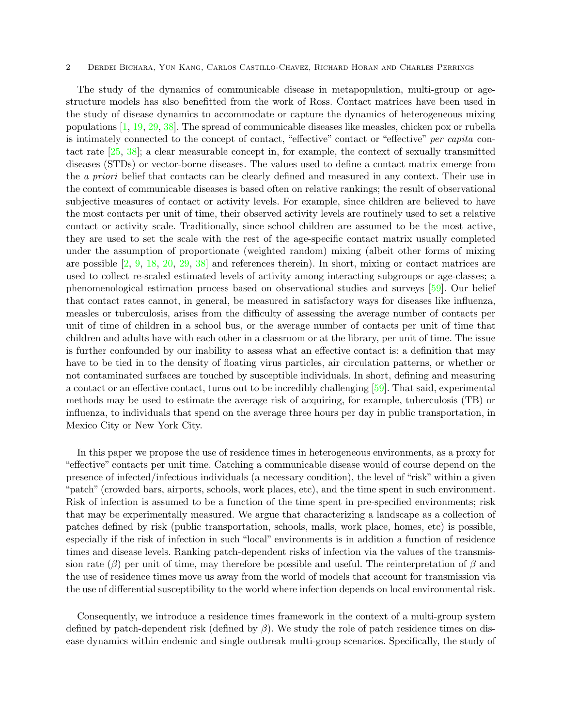The study of the dynamics of communicable disease in metapopulation, multi-group or age-structure models has also benefitted from the work of Ross. Contact matrices have been used in the study of disease dynamics to accommodate or capture the dynamics of heterogeneous mixing populations [1, 19, 29, 38]. The spread of communicable diseases like measles, chicken pox or rubella is intimately connected to the concept of contact, "effective" contact or "effective" *per capita* contact rate [25, 38]; a clear measurable concept in, for example, the context of sexually transmitted diseases (STDs) or vector-borne diseases. The values used to define a contact matrix emerge from the *a priori* belief that contacts can be clearly defined and measured in any context. Their use in the context of communicable diseases is based often on relative rankings; the result of observational subjective measures of contact or activity levels. For example, since children are believed to have the most contacts per unit of time, their observed activity levels are routinely used to set a relative contact or activity scale. Traditionally, since school children are assumed to be the most active, they are used to set the scale with the rest of the age-specific contact matrix usually completed under the assumption of proportionate (weighted random) mixing (albeit other forms of mixing are possible [2, 9, 18, 20, 29, 38] and references therein). In short, mixing or contact matrices are used to collect re-scaled estimated levels of activity among interacting subgroups or age-classes; a phenomenological estimation process based on observational studies and surveys [59]. Our belief that contact rates cannot, in general, be measured in satisfactory ways for diseases like influenza, measles or tuberculosis, arises from the difficulty of assessing the average number of contacts per unit of time of children in a school bus, or the average number of contacts per unit of time that children and adults have with each other in a classroom or at the library, per unit of time. The issue is further confounded by our inability to assess what an effective contact is: a definition that may have to be tied in to the density of floating virus particles, air circulation patterns, or whether or not contaminated surfaces are touched by susceptible individuals. In short, defining and measuring a contact or an effective contact, turns out to be incredibly challenging [59]. That said, experimental methods may be used to estimate the average risk of acquiring, for example, tuberculosis (TB) or influenza, to individuals that spend on the average three hours per day in public transportation, in Mexico City or New York City.

In this paper we propose the use of residence times in heterogeneous environments, as a proxy for "effective" contacts per unit time. Catching a communicable disease would of course depend on the presence of infected/infectious individuals (a necessary condition), the level of "risk" within a given "patch" (crowded bars, airports, schools, work places, etc), and the time spent in such environment. Risk of infection is assumed to be a function of the time spent in pre-specified environments; risk that may be experimentally measured. We argue that characterizing a landscape as a collection of patches defined by risk (public transportation, schools, malls, work place, homes, etc) is possible, especially if the risk of infection in such "local" environments is in addition a function of residence times and disease levels. Ranking patch-dependent risks of infection via the values of the transmission rate ($\beta$) per unit of time, may therefore be possible and useful. The reinterpretation of $\beta$ and the use of residence times move us away from the world of models that account for transmission via the use of differential susceptibility to the world where infection depends on local environmental risk.

Consequently, we introduce a residence times framework in the context of a multi-group system defined by patch-dependent risk (defined by $\beta$). We study the role of patch residence times on disease dynamics within endemic and single outbreak multi-group scenarios. Specifically, the study of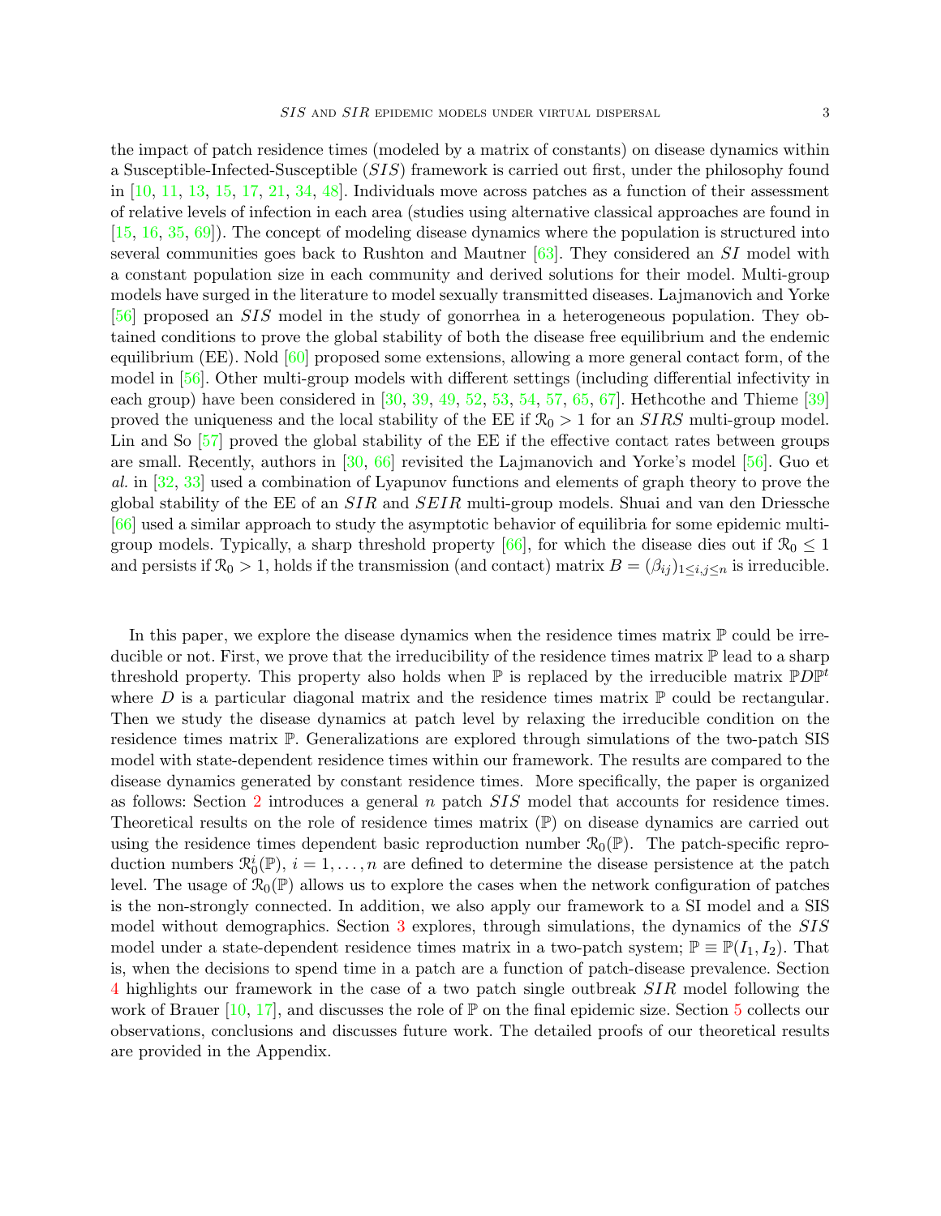the impact of patch residence times (modeled by a matrix of constants) on disease dynamics within a Susceptible-Infected-Susceptible ($SIS$) framework is carried out first, under the philosophy found in [10, 11, 13, 15, 17, 21, 34, 48]. Individuals move across patches as a function of their assessment of relative levels of infection in each area (studies using alternative classical approaches are found in [15, 16, 35, 69]). The concept of modeling disease dynamics where the population is structured into several communities goes back to Rushton and Mautner [63]. They considered an $SI$ model with a constant population size in each community and derived solutions for their model. Multi-group models have surged in the literature to model sexually transmitted diseases. Lajmanovich and Yorke [56] proposed an $SIS$ model in the study of gonorrhea in a heterogeneous population. They obtained conditions to prove the global stability of both the disease free equilibrium and the endemic equilibrium (EE). Nold [60] proposed some extensions, allowing a more general contact form, of the model in [56]. Other multi-group models with different settings (including differential infectivity in each group) have been considered in [30, 39, 49, 52, 53, 54, 57, 65, 67]. Hethcothe and Thieme [39] proved the uniqueness and the local stability of the EE if $\mathcal{R}_0 > 1$ for an $SIRS$ multi-group model. Lin and So [57] proved the global stability of the EE if the effective contact rates between groups are small. Recently, authors in [30, 66] revisited the Lajmanovich and Yorke's model [56]. Guo et *al.* in [32, 33] used a combination of Lyapunov functions and elements of graph theory to prove the global stability of the EE of an $SIR$ and $SEIR$ multi-group models. Shuai and van den Driessche [66] used a similar approach to study the asymptotic behavior of equilibria for some epidemic multi-group models. Typically, a sharp threshold property [66], for which the disease dies out if $\mathcal{R}_0 \leq 1$ and persists if $\mathcal{R}_0 > 1$, holds if the transmission (and contact) matrix $B = (\beta_{ij})_{1\leq i,j\leq n}$ is irreducible.

In this paper, we explore the disease dynamics when the residence times matrix $\mathbb{P}$ could be irreducible or not. First, we prove that the irreducibility of the residence times matrix $\mathbb{P}$ lead to a sharp threshold property. This property also holds when $\mathbb{P}$ is replaced by the irreducible matrix $\mathbb{P}D\mathbb{P}^t$ where $D$ is a particular diagonal matrix and the residence times matrix $\mathbb{P}$ could be rectangular. Then we study the disease dynamics at patch level by relaxing the irreducible condition on the residence times matrix $\mathbb{P}$. Generalizations are explored through simulations of the two-patch SIS model with state-dependent residence times within our framework. The results are compared to the disease dynamics generated by constant residence times. More specifically, the paper is organized as follows: Section 2 introduces a general $n$ patch $SIS$ model that accounts for residence times. Theoretical results on the role of residence times matrix ($\mathbb{P}$) on disease dynamics are carried out using the residence times dependent basic reproduction number $\mathcal{R}_0(\mathbb{P})$. The patch-specific reproduction numbers $\mathcal{R}_0^i(\mathbb{P})$, $i = 1, \ldots, n$ are defined to determine the disease persistence at the patch level. The usage of $\mathcal{R}_0(\mathbb{P})$ allows us to explore the cases when the network configuration of patches is the non-strongly connected. In addition, we also apply our framework to a SI model and a SIS model without demographics. Section 3 explores, through simulations, the dynamics of the $SIS$ model under a state-dependent residence times matrix in a two-patch system; $\mathbb{P} \equiv \mathbb{P}(I_1, I_2)$. That is, when the decisions to spend time in a patch are a function of patch-disease prevalence. Section 4 highlights our framework in the case of a two patch single outbreak $SIR$ model following the work of Brauer [10, 17], and discusses the role of $\mathbb{P}$ on the final epidemic size. Section 5 collects our observations, conclusions and discusses future work. The detailed proofs of our theoretical results are provided in the Appendix.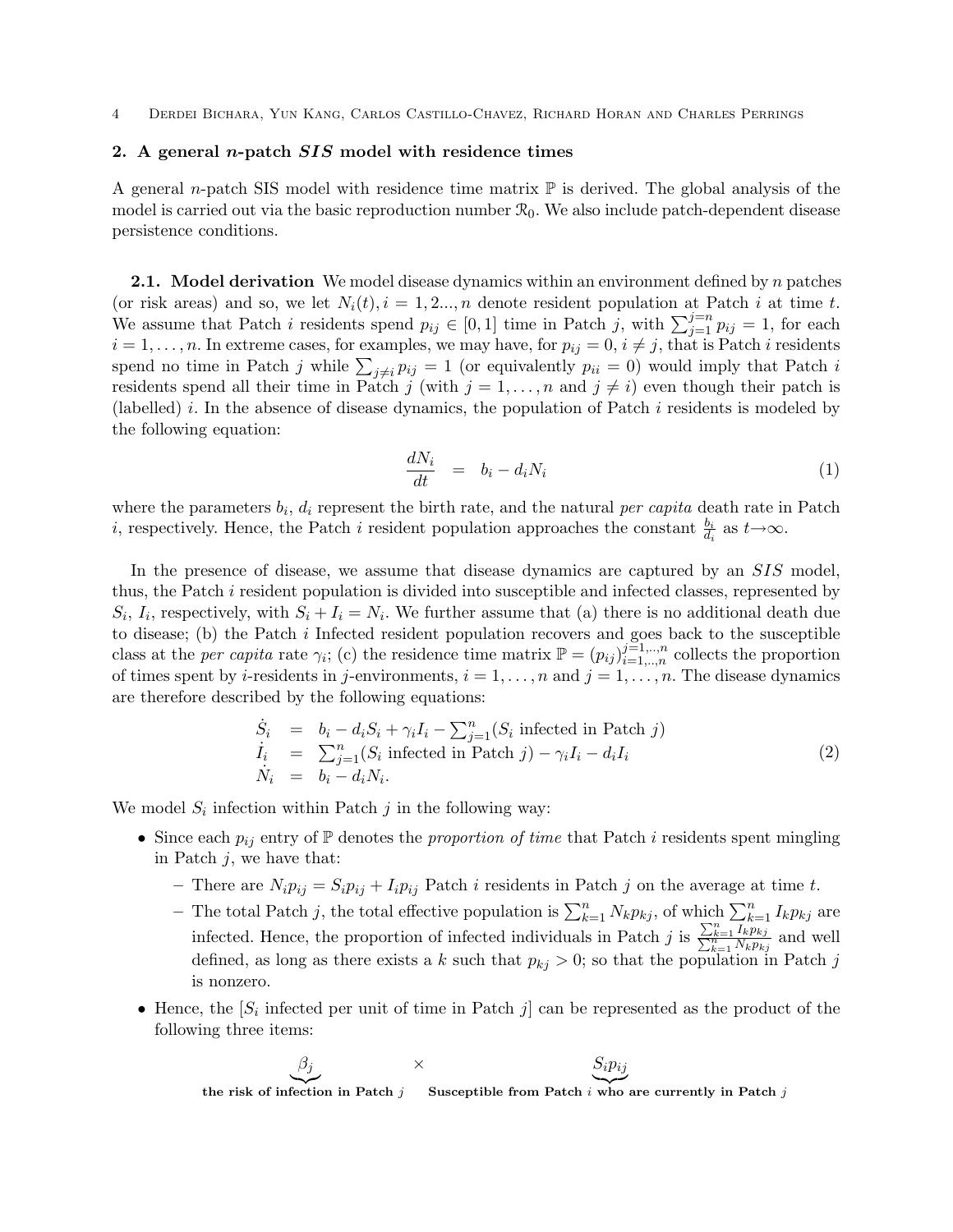## 2. A general $n$-patch $SIS$ model with residence times

A general $n$-patch SIS model with residence time matrix $\mathbb{P}$ is derived. The global analysis of the model is carried out via the basic reproduction number $\mathcal{R}_0$. We also include patch-dependent disease persistence conditions.

**2.1. Model derivation** We model disease dynamics within an environment defined by $n$ patches (or risk areas) and so, we let $N_i(t), i = 1, 2..., n$ denote resident population at Patch $i$ at time $t$. We assume that Patch $i$ residents spend $p_{ij} \in [0, 1]$ time in Patch $j$, with $\sum_{j=1}^{j=n} p_{ij} = 1$, for each $i = 1, \ldots, n$. In extreme cases, for examples, we may have, for $p_{ij} = 0$, $i \neq j$, that is Patch $i$ residents spend no time in Patch $j$ while $\sum_{j \neq i} p_{ij} = 1$ (or equivalently $p_{ii} = 0$) would imply that Patch $i$ residents spend all their time in Patch $j$ (with $j = 1, \ldots, n$ and $j \neq i$) even though their patch is (labelled) $i$. In the absence of disease dynamics, the population of Patch $i$ residents is modeled by the following equation:

$$\frac{dN_i}{dt} = b_i - d_i N_i \tag{1}$$

where the parameters $b_i$, $d_i$ represent the birth rate, and the natural *per capita* death rate in Patch $i$, respectively. Hence, the Patch $i$ resident population approaches the constant $\frac{b_i}{d_i}$ as $t \to \infty$.

In the presence of disease, we assume that disease dynamics are captured by an $SIS$ model, thus, the Patch $i$ resident population is divided into susceptible and infected classes, represented by $S_i$, $I_i$, respectively, with $S_i + I_i = N_i$. We further assume that (a) there is no additional death due to disease; (b) the Patch $i$ Infected resident population recovers and goes back to the susceptible class at the *per capita* rate $\gamma_i$; (c) the residence time matrix $\mathbb{P} = (p_{ij})_{i=1,..,n}^{j=1,..,n}$ collects the proportion of times spent by $i$-residents in $j$-environments, $i = 1, \ldots, n$ and $j = 1, \ldots, n$. The disease dynamics are therefore described by the following equations:

$$\begin{array}{rcl} \dot{S}_i & = & b_i - d_i S_i + \gamma_i I_i - \sum_{j=1}^{n} (S_i \text{ infected in Patch } j) \\ \dot{I}_i & = & \sum_{j=1}^{n} (S_i \text{ infected in Patch } j) - \gamma_i I_i - d_i I_i \\ \dot{N}_i & = & b_i - d_i N_i. \end{array} \tag{2}$$

We model $S_i$ infection within Patch $j$ in the following way:

- Since each $p_{ij}$ entry of $\mathbb{P}$ denotes the *proportion of time* that Patch $i$ residents spent mingling in Patch $j$, we have that:
  - There are $N_i p_{ij} = S_i p_{ij} + I_i p_{ij}$ Patch $i$ residents in Patch $j$ on the average at time $t$.
  - The total Patch $j$, the total effective population is $\sum_{k=1}^{n} N_k p_{kj}$, of which $\sum_{k=1}^{n} I_k p_{kj}$ are infected. Hence, the proportion of infected individuals in Patch $j$ is $\frac{\sum_{k=1}^{n} I_k p_{kj}}{\sum_{k=1}^{n} N_k p_{kj}}$ and well defined, as long as there exists a $k$ such that $p_{kj} > 0$; so that the population in Patch $j$ is nonzero.
- Hence, the [$S_i$ infected per unit of time in Patch $j$] can be represented as the product of the following three items:

$$\underbrace{\beta_j}_{\textbf{the risk of infection in Patch } j} \quad \times \quad \underbrace{S_i p_{ij}}_{\textbf{Susceptible from Patch } i \textbf{ who are currently in Patch } j}$$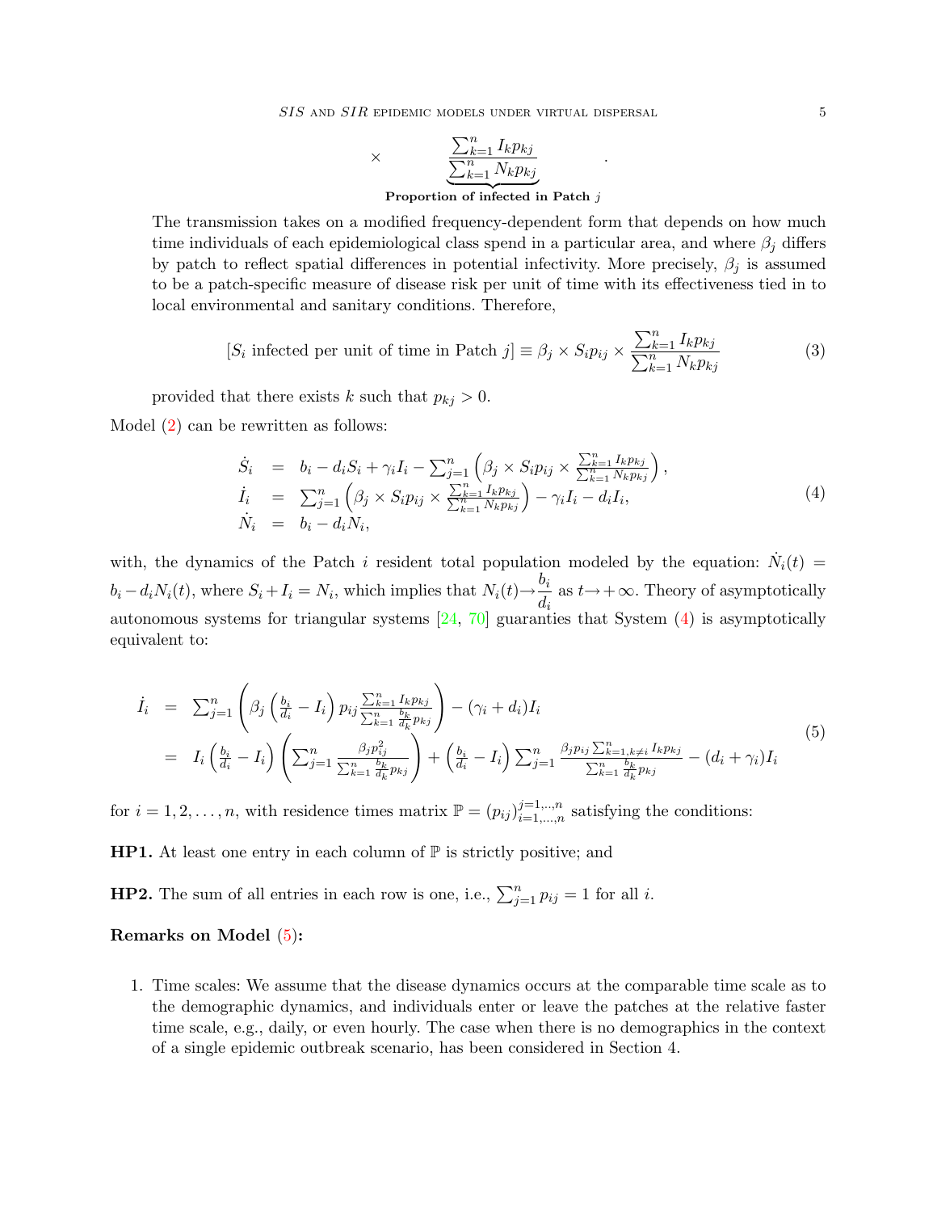$$\times \quad \underbrace{\frac{\sum_{k=1}^{n} I_k p_{kj}}{\sum_{k=1}^{n} N_k p_{kj}}}_{\textbf{Proportion of infected in Patch } j} \quad .$$

The transmission takes on a modified frequency-dependent form that depends on how much time individuals of each epidemiological class spend in a particular area, and where $\beta_j$ differs by patch to reflect spatial differences in potential infectivity. More precisely, $\beta_j$ is assumed to be a patch-specific measure of disease risk per unit of time with its effectiveness tied in to local environmental and sanitary conditions. Therefore,

$$[S_i \text{ infected per unit of time in Patch } j] \equiv \beta_j \times S_i p_{ij} \times \frac{\sum_{k=1}^{n} I_k p_{kj}}{\sum_{k=1}^{n} N_k p_{kj}} \tag{3}$$

provided that there exists $k$ such that $p_{kj} > 0$.

Model (2) can be rewritten as follows:

$$\begin{array}{rcl} \dot{S}_i &=& b_i - d_i S_i + \gamma_i I_i - \sum_{j=1}^{n} \left( \beta_j \times S_i p_{ij} \times \frac{\sum_{k=1}^{n} I_k p_{kj}}{\sum_{k=1}^{n} N_k p_{kj}} \right), \\ \dot{I}_i &=& \sum_{j=1}^{n} \left( \beta_j \times S_i p_{ij} \times \frac{\sum_{k=1}^{n} I_k p_{kj}}{\sum_{k=1}^{n} N_k p_{kj}} \right) - \gamma_i I_i - d_i I_i, \\ \dot{N}_i &=& b_i - d_i N_i, \end{array} \tag{4}$$

with, the dynamics of the Patch $i$ resident total population modeled by the equation: $\dot{N}_i(t) = b_i - d_i N_i(t)$, where $S_i + I_i = N_i$, which implies that $N_i(t) \to \dfrac{b_i}{d_i}$ as $t \to +\infty$. Theory of asymptotically autonomous systems for triangular systems [24, 70] guaranties that System (4) is asymptotically equivalent to:

$$\begin{array}{rcl} \dot{I}_i &=& \sum_{j=1}^{n} \left( \beta_j \left( \frac{b_i}{d_i} - I_i \right) p_{ij} \frac{\sum_{k=1}^{n} I_k p_{kj}}{\sum_{k=1}^{n} \frac{b_k}{d_k} p_{kj}} \right) - (\gamma_i + d_i) I_i \\ &=& I_i \left( \frac{b_i}{d_i} - I_i \right) \left( \sum_{j=1}^{n} \frac{\beta_j p_{ij}^2}{\sum_{k=1}^{n} \frac{b_k}{d_k} p_{kj}} \right) + \left( \frac{b_i}{d_i} - I_i \right) \sum_{j=1}^{n} \frac{\beta_j p_{ij} \sum_{k=1, k \neq i}^{n} I_k p_{kj}}{\sum_{k=1}^{n} \frac{b_k}{d_k} p_{kj}} - (d_i + \gamma_i) I_i \end{array} \tag{5}$$

for $i = 1, 2, \ldots, n$, with residence times matrix $\mathbb{P} = (p_{ij})_{i=1,\ldots,n}^{j=1,\ldots,n}$ satisfying the conditions:

**HP1.** At least one entry in each column of $\mathbb{P}$ is strictly positive; and

**HP2.** The sum of all entries in each row is one, i.e., $\sum_{j=1}^{n} p_{ij} = 1$ for all $i$.

**Remarks on Model (5):**

1. Time scales: We assume that the disease dynamics occurs at the comparable time scale as to the demographic dynamics, and individuals enter or leave the patches at the relative faster time scale, e.g., daily, or even hourly. The case when there is no demographics in the context of a single epidemic outbreak scenario, has been considered in Section 4.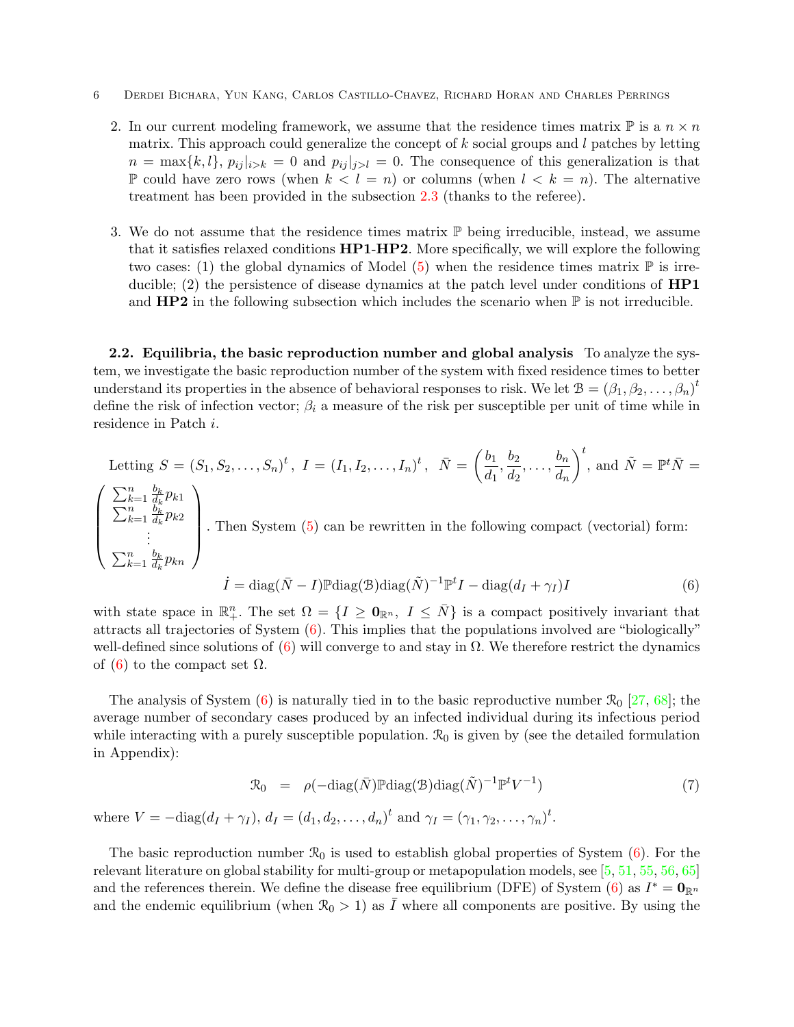2. In our current modeling framework, we assume that the residence times matrix $\mathbb{P}$ is a $n \times n$ matrix. This approach could generalize the concept of $k$ social groups and $l$ patches by letting $n = \max\{k, l\}$, $p_{ij}|_{i>k} = 0$ and $p_{ij}|_{j>l} = 0$. The consequence of this generalization is that $\mathbb{P}$ could have zero rows (when $k < l = n$) or columns (when $l < k = n$). The alternative treatment has been provided in the subsection 2.3 (thanks to the referee).

3. We do not assume that the residence times matrix $\mathbb{P}$ being irreducible, instead, we assume that it satisfies relaxed conditions **HP1**-**HP2**. More specifically, we will explore the following two cases: (1) the global dynamics of Model (5) when the residence times matrix $\mathbb{P}$ is irreducible; (2) the persistence of disease dynamics at the patch level under conditions of **HP1** and **HP2** in the following subsection which includes the scenario when $\mathbb{P}$ is not irreducible.

**2.2. Equilibria, the basic reproduction number and global analysis** To analyze the system, we investigate the basic reproduction number of the system with fixed residence times to better understand its properties in the absence of behavioral responses to risk. We let $\mathcal{B} = (\beta_1, \beta_2, \ldots, \beta_n)^t$ define the risk of infection vector; $\beta_i$ a measure of the risk per susceptible per unit of time while in residence in Patch $i$.

Letting $S = (S_1, S_2, \ldots, S_n)^t$, $I = (I_1, I_2, \ldots, I_n)^t$, $\bar{N} = \left(\frac{b_1}{d_1}, \frac{b_2}{d_2}, \ldots, \frac{b_n}{d_n}\right)^t$, and $\tilde{N} = \mathbb{P}^t \bar{N} = \begin{pmatrix} \sum_{k=1}^n \frac{b_k}{d_k} p_{k1} \\ \sum_{k=1}^n \frac{b_k}{d_k} p_{k2} \\ \vdots \\ \sum_{k=1}^n \frac{b_k}{d_k} p_{kn} \end{pmatrix}$. Then System (5) can be rewritten in the following compact (vectorial) form:

$$\dot{I} = \text{diag}(\bar{N} - I)\mathbb{P}\text{diag}(\mathcal{B})\text{diag}(\tilde{N})^{-1}\mathbb{P}^t I - \text{diag}(d_I + \gamma_I)I \tag{6}$$

with state space in $\mathbb{R}^n_+$. The set $\Omega = \{I \geq \mathbf{0}_{\mathbb{R}^n},\ I \leq \bar{N}\}$ is a compact positively invariant that attracts all trajectories of System (6). This implies that the populations involved are "biologically" well-defined since solutions of (6) will converge to and stay in $\Omega$. We therefore restrict the dynamics of (6) to the compact set $\Omega$.

The analysis of System (6) is naturally tied in to the basic reproductive number $\mathcal{R}_0$ [27, 68]; the average number of secondary cases produced by an infected individual during its infectious period while interacting with a purely susceptible population. $\mathcal{R}_0$ is given by (see the detailed formulation in Appendix):

$$\mathcal{R}_0 \quad = \quad \rho(-\text{diag}(\bar{N})\mathbb{P}\text{diag}(\mathcal{B})\text{diag}(\tilde{N})^{-1}\mathbb{P}^t V^{-1}) \tag{7}$$

where $V = -\text{diag}(d_I + \gamma_I)$, $d_I = (d_1, d_2, \ldots, d_n)^t$ and $\gamma_I = (\gamma_1, \gamma_2, \ldots, \gamma_n)^t$.

The basic reproduction number $\mathcal{R}_0$ is used to establish global properties of System (6). For the relevant literature on global stability for multi-group or metapopulation models, see [5, 51, 55, 56, 65] and the references therein. We define the disease free equilibrium (DFE) of System (6) as $I^* = \mathbf{0}_{\mathbb{R}^n}$ and the endemic equilibrium (when $\mathcal{R}_0 > 1$) as $\bar{I}$ where all components are positive. By using the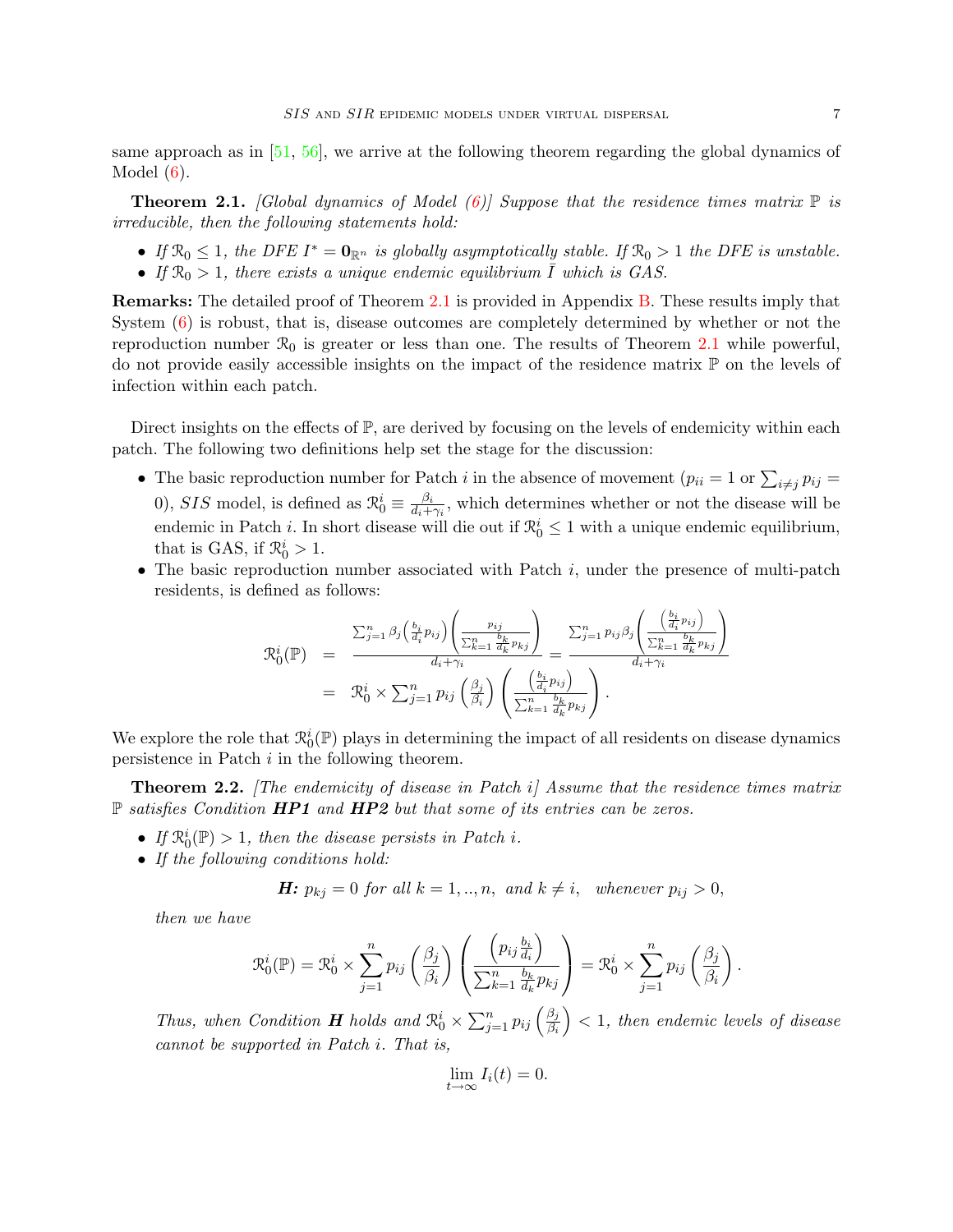same approach as in [51, 56], we arrive at the following theorem regarding the global dynamics of Model (6).

**Theorem 2.1.** *[Global dynamics of Model (6)] Suppose that the residence times matrix $\mathbb{P}$ is irreducible, then the following statements hold:*

- *If $\mathcal{R}_0 \leq 1$, the DFE $I^* = \mathbf{0}_{\mathbb{R}^n}$ is globally asymptotically stable. If $\mathcal{R}_0 > 1$ the DFE is unstable.*
- *If $\mathcal{R}_0 > 1$, there exists a unique endemic equilibrium $\bar{I}$ which is GAS.*

**Remarks:** The detailed proof of Theorem 2.1 is provided in Appendix B. These results imply that System (6) is robust, that is, disease outcomes are completely determined by whether or not the reproduction number $\mathcal{R}_0$ is greater or less than one. The results of Theorem 2.1 while powerful, do not provide easily accessible insights on the impact of the residence matrix $\mathbb{P}$ on the levels of infection within each patch.

Direct insights on the effects of $\mathbb{P}$, are derived by focusing on the levels of endemicity within each patch. The following two definitions help set the stage for the discussion:

- The basic reproduction number for Patch $i$ in the absence of movement ($p_{ii} = 1$ or $\sum_{i \neq j} p_{ij} = 0$), $SIS$ model, is defined as $\mathcal{R}_0^i \equiv \frac{\beta_i}{d_i + \gamma_i}$, which determines whether or not the disease will be endemic in Patch $i$. In short disease will die out if $\mathcal{R}_0^i \leq 1$ with a unique endemic equilibrium, that is GAS, if $\mathcal{R}_0^i > 1$.
- The basic reproduction number associated with Patch $i$, under the presence of multi-patch residents, is defined as follows:

$$
\begin{aligned}
\mathcal{R}_0^i(\mathbb{P}) &= \frac{\sum_{j=1}^n \beta_j \left(\frac{b_i}{d_i} p_{ij}\right) \left(\frac{p_{ij}}{\sum_{k=1}^n \frac{b_k}{d_k} p_{kj}}\right)}{d_i + \gamma_i} = \frac{\sum_{j=1}^n p_{ij} \beta_j \left(\frac{\left(\frac{b_i}{d_i} p_{ij}\right)}{\sum_{k=1}^n \frac{b_k}{d_k} p_{kj}}\right)}{d_i + \gamma_i} \\
&= \mathcal{R}_0^i \times \sum_{j=1}^n p_{ij} \left(\frac{\beta_j}{\beta_i}\right) \left(\frac{\left(\frac{b_i}{d_i} p_{ij}\right)}{\sum_{k=1}^n \frac{b_k}{d_k} p_{kj}}\right).
\end{aligned}
$$

We explore the role that $\mathcal{R}_0^i(\mathbb{P})$ plays in determining the impact of all residents on disease dynamics persistence in Patch $i$ in the following theorem.

**Theorem 2.2.** *[The endemicity of disease in Patch i] Assume that the residence times matrix $\mathbb{P}$ satisfies Condition **HP1** and **HP2** but that some of its entries can be zeros.*

- *If $\mathcal{R}_0^i(\mathbb{P}) > 1$, then the disease persists in Patch $i$.*
- *If the following conditions hold:*

$$
\textbf{\textit{H:}}\ p_{kj} = 0 \text{ for all } k = 1, .., n, \text{ and } k \neq i, \quad \text{whenever } p_{ij} > 0,
$$

*then we have*

$$
\mathcal{R}_0^i(\mathbb{P}) = \mathcal{R}_0^i \times \sum_{j=1}^n p_{ij} \left(\frac{\beta_j}{\beta_i}\right) \left(\frac{\left(p_{ij} \frac{b_i}{d_i}\right)}{\sum_{k=1}^n \frac{b_k}{d_k} p_{kj}}\right) = \mathcal{R}_0^i \times \sum_{j=1}^n p_{ij} \left(\frac{\beta_j}{\beta_i}\right).
$$

*Thus, when Condition **H** holds and $\mathcal{R}_0^i \times \sum_{j=1}^n p_{ij} \left(\frac{\beta_j}{\beta_i}\right) < 1$, then endemic levels of disease cannot be supported in Patch $i$. That is,*

$$
\lim_{t \to \infty} I_i(t) = 0.
$$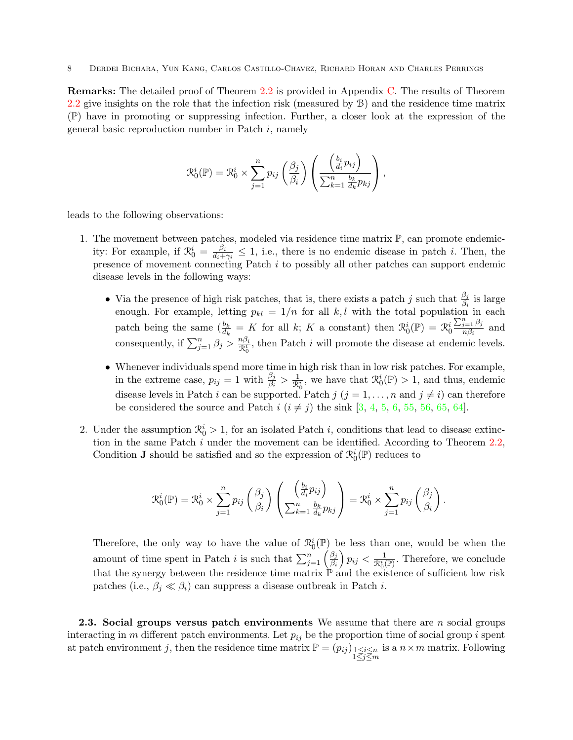**Remarks:** The detailed proof of Theorem 2.2 is provided in Appendix C. The results of Theorem 2.2 give insights on the role that the infection risk (measured by $\mathcal{B}$) and the residence time matrix ($\mathbb{P}$) have in promoting or suppressing infection. Further, a closer look at the expression of the general basic reproduction number in Patch $i$, namely

$$\mathcal{R}_0^i(\mathbb{P}) = \mathcal{R}_0^i \times \sum_{j=1}^{n} p_{ij} \left(\frac{\beta_j}{\beta_i}\right) \left( \frac{\left(\frac{b_i}{d_i} p_{ij}\right)}{\sum_{k=1}^{n} \frac{b_k}{d_k} p_{kj}} \right),$$

leads to the following observations:

1. The movement between patches, modeled via residence time matrix $\mathbb{P}$, can promote endemicity: For example, if $\mathcal{R}_0^i = \frac{\beta_i}{d_i+\gamma_i} \leq 1$, i.e., there is no endemic disease in patch $i$. Then, the presence of movement connecting Patch $i$ to possibly all other patches can support endemic disease levels in the following ways:
   - Via the presence of high risk patches, that is, there exists a patch $j$ such that $\frac{\beta_j}{\beta_i}$ is large enough. For example, letting $p_{kl} = 1/n$ for all $k, l$ with the total population in each patch being the same ($\frac{b_k}{d_k} = K$ for all $k$; $K$ a constant) then $\mathcal{R}_0^i(\mathbb{P}) = \mathcal{R}_0^i \frac{\sum_{j=1}^{n} \beta_j}{n\beta_i}$ and consequently, if $\sum_{j=1}^{n} \beta_j > \frac{n\beta_i}{\mathcal{R}_0^i}$, then Patch $i$ will promote the disease at endemic levels.
   - Whenever individuals spend more time in high risk than in low risk patches. For example, in the extreme case, $p_{ij} = 1$ with $\frac{\beta_j}{\beta_i} > \frac{1}{\mathcal{R}_0^i}$, we have that $\mathcal{R}_0^i(\mathbb{P}) > 1$, and thus, endemic disease levels in Patch $i$ can be supported. Patch $j$ ($j = 1, \ldots, n$ and $j \neq i$) can therefore be considered the source and Patch $i$ ($i \neq j$) the sink [3, 4, 5, 6, 55, 56, 65, 64].
2. Under the assumption $\mathcal{R}_0^i > 1$, for an isolated Patch $i$, conditions that lead to disease extinction in the same Patch $i$ under the movement can be identified. According to Theorem 2.2, Condition **J** should be satisfied and so the expression of $\mathcal{R}_0^i(\mathbb{P})$ reduces to

$$\mathcal{R}_0^i(\mathbb{P}) = \mathcal{R}_0^i \times \sum_{j=1}^{n} p_{ij} \left(\frac{\beta_j}{\beta_i}\right) \left( \frac{\left(\frac{b_i}{d_i} p_{ij}\right)}{\sum_{k=1}^{n} \frac{b_k}{d_k} p_{kj}} \right) = \mathcal{R}_0^i \times \sum_{j=1}^{n} p_{ij} \left(\frac{\beta_j}{\beta_i}\right).$$

   Therefore, the only way to have the value of $\mathcal{R}_0^i(\mathbb{P})$ be less than one, would be when the amount of time spent in Patch $i$ is such that $\sum_{j=1}^{n} \left(\frac{\beta_j}{\beta_i}\right) p_{ij} < \frac{1}{\mathcal{R}_0^i(\mathbb{P})}$. Therefore, we conclude that the synergy between the residence time matrix $\mathbb{P}$ and the existence of sufficient low risk patches (i.e., $\beta_j \ll \beta_i$) can suppress a disease outbreak in Patch $i$.

**2.3. Social groups versus patch environments** We assume that there are $n$ social groups interacting in $m$ different patch environments. Let $p_{ij}$ be the proportion time of social group $i$ spent at patch environment $j$, then the residence time matrix $\mathbb{P} = (p_{ij})_{\substack{1 \leq i \leq n \\ 1 \leq j \leq m}}$ is a $n \times m$ matrix. Following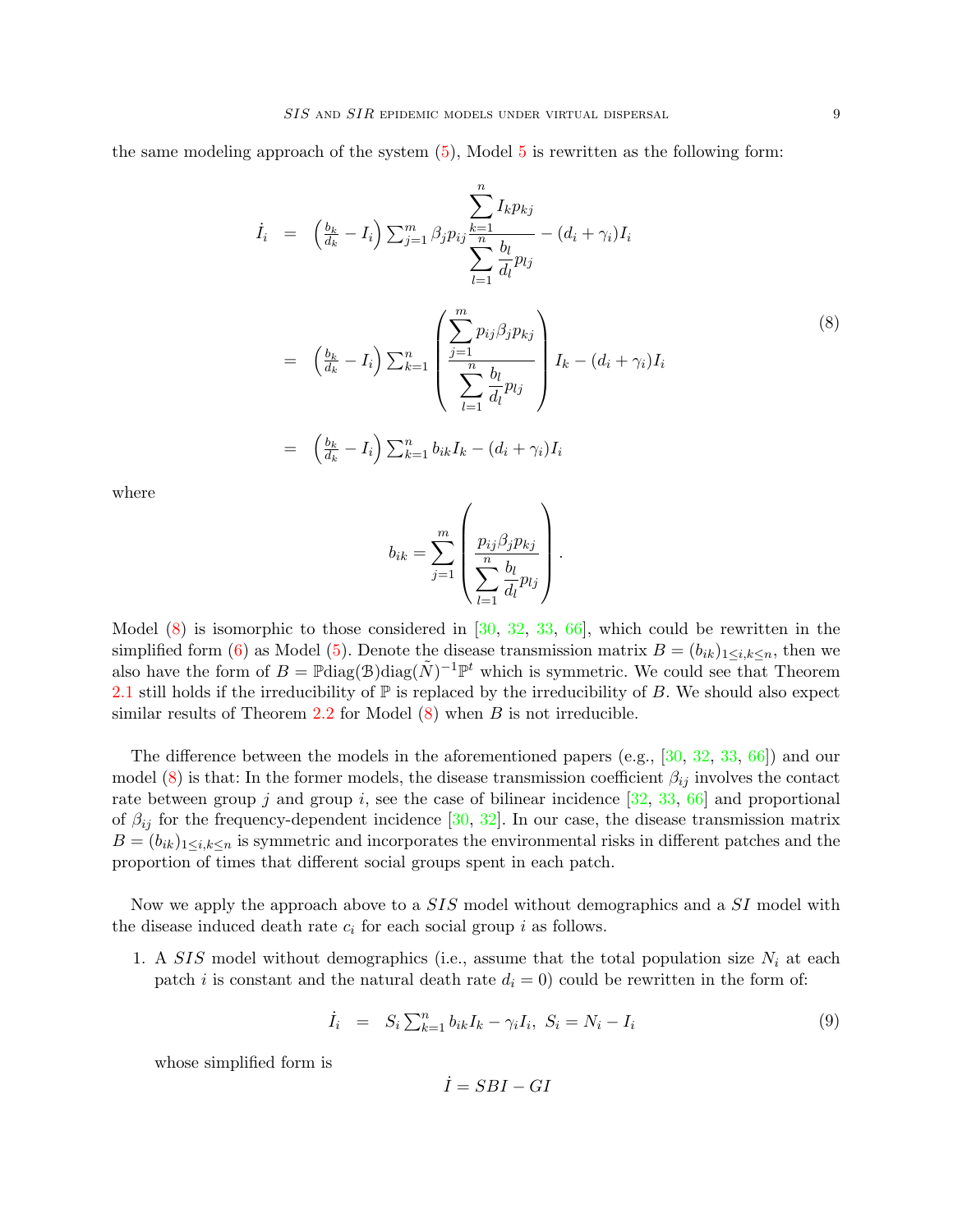the same modeling approach of the system (5), Model 5 is rewritten as the following form:

$$
\begin{aligned}
\dot{I}_i &= \left(\frac{b_k}{d_k} - I_i\right) \sum_{j=1}^m \beta_j p_{ij} \frac{\sum_{k=1}^{n} I_k p_{kj}}{\sum_{l=1}^{n} \frac{b_l}{d_l} p_{lj}} - (d_i + \gamma_i) I_i \\
&= \left(\frac{b_k}{d_k} - I_i\right) \sum_{k=1}^n \left( \frac{\sum_{j=1}^{m} p_{ij} \beta_j p_{kj}}{\sum_{l=1}^{n} \frac{b_l}{d_l} p_{lj}} \right) I_k - (d_i + \gamma_i) I_i \\
&= \left(\frac{b_k}{d_k} - I_i\right) \sum_{k=1}^n b_{ik} I_k - (d_i + \gamma_i) I_i
\end{aligned} \tag{8}
$$

where

$$
b_{ik} = \sum_{j=1}^{m} \left( \frac{p_{ij} \beta_j p_{kj}}{\sum_{l=1}^{n} \frac{b_l}{d_l} p_{lj}} \right).
$$

Model (8) is isomorphic to those considered in [30, 32, 33, 66], which could be rewritten in the simplified form (6) as Model (5). Denote the disease transmission matrix $B = (b_{ik})_{1 \le i,k \le n}$, then we also have the form of $B = \mathbb{P}\mathrm{diag}(\mathcal{B})\mathrm{diag}(\tilde{N})^{-1}\mathbb{P}^t$ which is symmetric. We could see that Theorem 2.1 still holds if the irreducibility of $\mathbb{P}$ is replaced by the irreducibility of $B$. We should also expect similar results of Theorem 2.2 for Model (8) when $B$ is not irreducible.

The difference between the models in the aforementioned papers (e.g., [30, 32, 33, 66]) and our model (8) is that: In the former models, the disease transmission coefficient $\beta_{ij}$ involves the contact rate between group $j$ and group $i$, see the case of bilinear incidence [32, 33, 66] and proportional of $\beta_{ij}$ for the frequency-dependent incidence [30, 32]. In our case, the disease transmission matrix $B = (b_{ik})_{1 \le i,k \le n}$ is symmetric and incorporates the environmental risks in different patches and the proportion of times that different social groups spent in each patch.

Now we apply the approach above to a *SIS* model without demographics and a *SI* model with the disease induced death rate $c_i$ for each social group $i$ as follows.

1. A *SIS* model without demographics (i.e., assume that the total population size $N_i$ at each patch $i$ is constant and the natural death rate $d_i = 0$) could be rewritten in the form of:

$$
\dot{I}_i = S_i \sum_{k=1}^n b_{ik} I_k - \gamma_i I_i, \; S_i = N_i - I_i \tag{9}
$$

whose simplified form is

$$
\dot{I} = SBI - GI
$$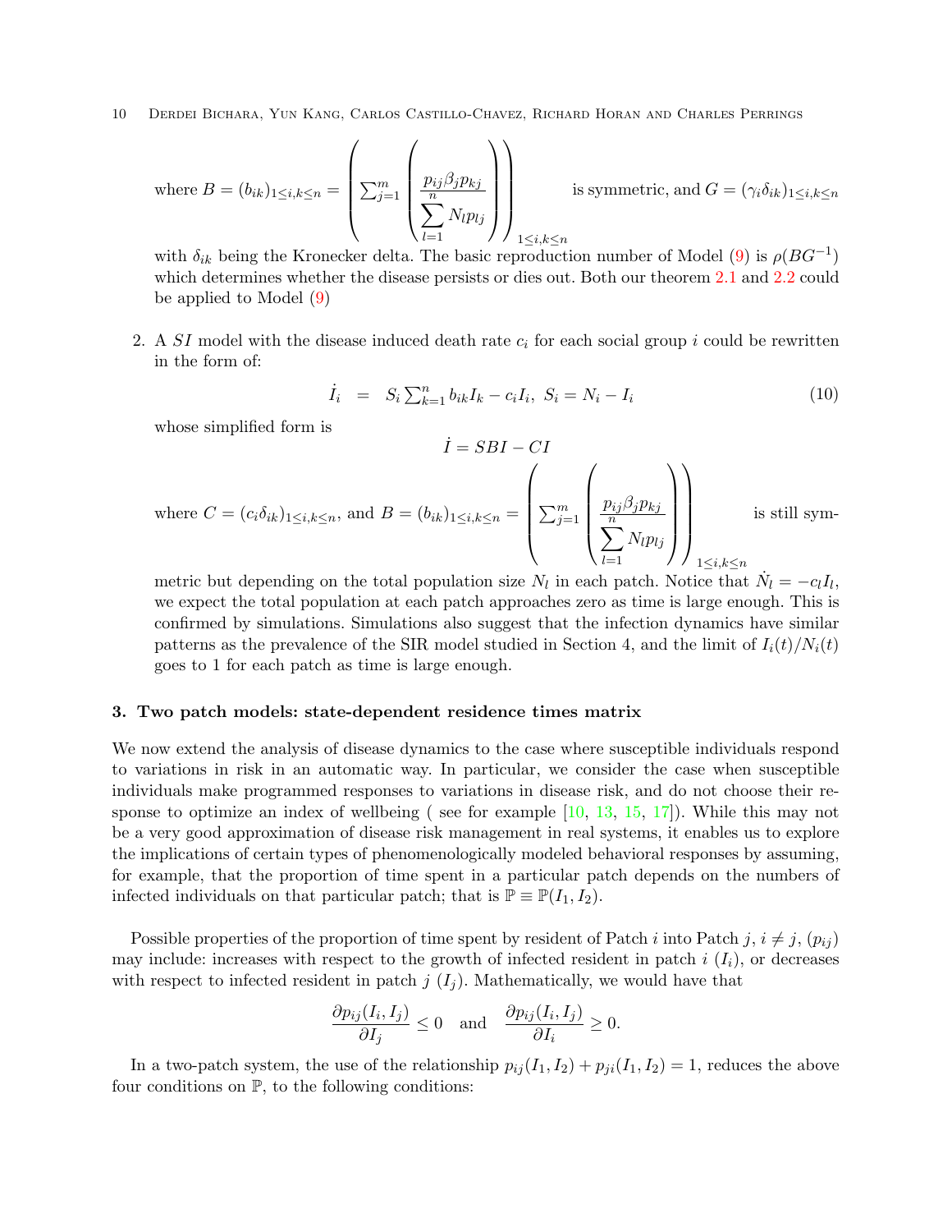where $B = (b_{ik})_{1\leq i,k\leq n} = \left( \sum_{j=1}^m \left( \dfrac{p_{ij}\beta_j p_{kj}}{\sum_{l=1}^n N_l p_{lj}} \right) \right)_{1\leq i,k\leq n}$ is symmetric, and $G = (\gamma_i \delta_{ik})_{1\leq i,k\leq n}$ with $\delta_{ik}$ being the Kronecker delta. The basic reproduction number of Model (9) is $\rho(BG^{-1})$ which determines whether the disease persists or dies out. Both our theorem 2.1 and 2.2 could be applied to Model (9)

2. A $SI$ model with the disease induced death rate $c_i$ for each social group $i$ could be rewritten in the form of:

$$\dot{I}_i \;=\; S_i \sum_{k=1}^n b_{ik} I_k - c_i I_i, \; S_i = N_i - I_i \tag{10}$$

whose simplified form is

$$\dot{I} = SBI - CI$$

where $C = (c_i \delta_{ik})_{1\leq i,k\leq n}$, and $B = (b_{ik})_{1\leq i,k\leq n} = \left( \sum_{j=1}^m \left( \dfrac{p_{ij}\beta_j p_{kj}}{\sum_{l=1}^n N_l p_{lj}} \right) \right)_{1\leq i,k\leq n}$ is still symmetric but depending on the total population size $N_l$ in each patch. Notice that $\dot{N}_l = -c_l I_l$, we expect the total population at each patch approaches zero as time is large enough. This is confirmed by simulations. Simulations also suggest that the infection dynamics have similar patterns as the prevalence of the SIR model studied in Section 4, and the limit of $I_i(t)/N_i(t)$ goes to 1 for each patch as time is large enough.

## 3. Two patch models: state-dependent residence times matrix

We now extend the analysis of disease dynamics to the case where susceptible individuals respond to variations in risk in an automatic way. In particular, we consider the case when susceptible individuals make programmed responses to variations in disease risk, and do not choose their response to optimize an index of wellbeing ( see for example [10, 13, 15, 17]). While this may not be a very good approximation of disease risk management in real systems, it enables us to explore the implications of certain types of phenomenologically modeled behavioral responses by assuming, for example, that the proportion of time spent in a particular patch depends on the numbers of infected individuals on that particular patch; that is $\mathbb{P} \equiv \mathbb{P}(I_1, I_2)$.

Possible properties of the proportion of time spent by resident of Patch $i$ into Patch $j$, $i \neq j$, $(p_{ij})$ may include: increases with respect to the growth of infected resident in patch $i$ $(I_i)$, or decreases with respect to infected resident in patch $j$ $(I_j)$. Mathematically, we would have that

$$\frac{\partial p_{ij}(I_i, I_j)}{\partial I_j} \leq 0 \quad \text{and} \quad \frac{\partial p_{ij}(I_i, I_j)}{\partial I_i} \geq 0.$$

In a two-patch system, the use of the relationship $p_{ij}(I_1, I_2) + p_{ji}(I_1, I_2) = 1$, reduces the above four conditions on $\mathbb{P}$, to the following conditions: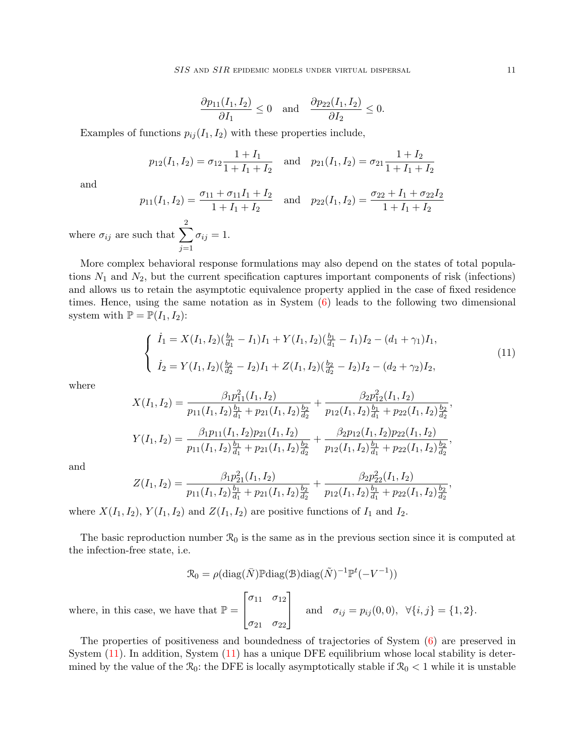$$\frac{\partial p_{11}(I_1, I_2)}{\partial I_1} \leq 0 \quad \text{and} \quad \frac{\partial p_{22}(I_1, I_2)}{\partial I_2} \leq 0.$$

Examples of functions $p_{ij}(I_1, I_2)$ with these properties include,

$$p_{12}(I_1, I_2) = \sigma_{12}\frac{1 + I_1}{1 + I_1 + I_2} \quad \text{and} \quad p_{21}(I_1, I_2) = \sigma_{21}\frac{1 + I_2}{1 + I_1 + I_2}$$

and

$$p_{11}(I_1, I_2) = \frac{\sigma_{11} + \sigma_{11}I_1 + I_2}{1 + I_1 + I_2} \quad \text{and} \quad p_{22}(I_1, I_2) = \frac{\sigma_{22} + I_1 + \sigma_{22}I_2}{1 + I_1 + I_2}$$

where $\sigma_{ij}$ are such that $\displaystyle\sum_{j=1}^{2} \sigma_{ij} = 1$.

More complex behavioral response formulations may also depend on the states of total populations $N_1$ and $N_2$, but the current specification captures important components of risk (infections) and allows us to retain the asymptotic equivalence property applied in the case of fixed residence times. Hence, using the same notation as in System (6) leads to the following two dimensional system with $\mathbb{P} = \mathbb{P}(I_1, I_2)$:

$$\begin{cases} \dot{I}_1 = X(I_1, I_2)(\frac{b_1}{d_1} - I_1)I_1 + Y(I_1, I_2)(\frac{b_1}{d_1} - I_1)I_2 - (d_1 + \gamma_1)I_1, \\ \dot{I}_2 = Y(I_1, I_2)(\frac{b_2}{d_2} - I_2)I_1 + Z(I_1, I_2)(\frac{b_2}{d_2} - I_2)I_2 - (d_2 + \gamma_2)I_2, \end{cases} \tag{11}$$

where

$$X(I_1, I_2) = \frac{\beta_1 p_{11}^2(I_1, I_2)}{p_{11}(I_1, I_2)\frac{b_1}{d_1} + p_{21}(I_1, I_2)\frac{b_2}{d_2}} + \frac{\beta_2 p_{12}^2(I_1, I_2)}{p_{12}(I_1, I_2)\frac{b_1}{d_1} + p_{22}(I_1, I_2)\frac{b_2}{d_2}},$$

$$Y(I_1, I_2) = \frac{\beta_1 p_{11}(I_1, I_2)p_{21}(I_1, I_2)}{p_{11}(I_1, I_2)\frac{b_1}{d_1} + p_{21}(I_1, I_2)\frac{b_2}{d_2}} + \frac{\beta_2 p_{12}(I_1, I_2)p_{22}(I_1, I_2)}{p_{12}(I_1, I_2)\frac{b_1}{d_1} + p_{22}(I_1, I_2)\frac{b_2}{d_2}},$$

and

$$Z(I_1, I_2) = \frac{\beta_1 p_{21}^2(I_1, I_2)}{p_{11}(I_1, I_2)\frac{b_1}{d_1} + p_{21}(I_1, I_2)\frac{b_2}{d_2}} + \frac{\beta_2 p_{22}^2(I_1, I_2)}{p_{12}(I_1, I_2)\frac{b_1}{d_1} + p_{22}(I_1, I_2)\frac{b_2}{d_2}},$$

where $X(I_1, I_2)$, $Y(I_1, I_2)$ and $Z(I_1, I_2)$ are positive functions of $I_1$ and $I_2$.

The basic reproduction number $\mathcal{R}_0$ is the same as in the previous section since it is computed at the infection-free state, i.e.

$$\mathcal{R}_0 = \rho(\text{diag}(\bar{N})\mathbb{P}\text{diag}(\mathcal{B})\text{diag}(\tilde{N})^{-1}\mathbb{P}^t(-V^{-1}))$$

where, in this case, we have that $\mathbb{P} = \begin{bmatrix} \sigma_{11} & \sigma_{12} \\ \sigma_{21} & \sigma_{22} \end{bmatrix}$ and $\sigma_{ij} = p_{ij}(0, 0), \ \forall \{i, j\} = \{1, 2\}$.

The properties of positiveness and boundedness of trajectories of System (6) are preserved in System (11). In addition, System (11) has a unique DFE equilibrium whose local stability is determined by the value of the $\mathcal{R}_0$: the DFE is locally asymptotically stable if $\mathcal{R}_0 < 1$ while it is unstable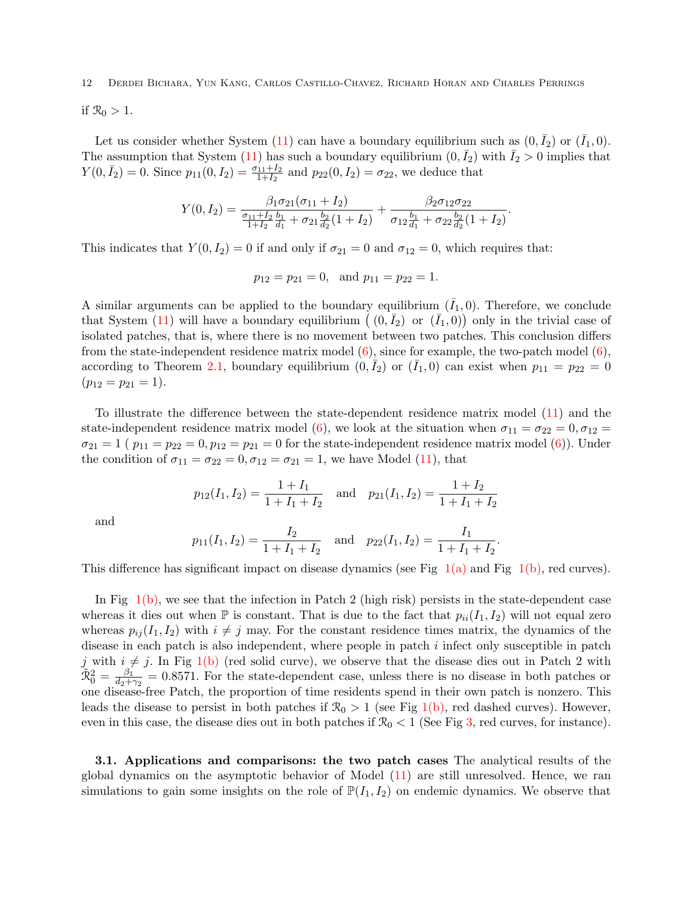if $\mathcal{R}_0 > 1$.

Let us consider whether System (11) can have a boundary equilibrium such as $(0, \bar{I}_2)$ or $(\bar{I}_1, 0)$. The assumption that System (11) has such a boundary equilibrium $(0, \bar{I}_2)$ with $\bar{I}_2 > 0$ implies that $Y(0, \bar{I}_2) = 0$. Since $p_{11}(0, I_2) = \frac{\sigma_{11}+I_2}{1+I_2}$ and $p_{22}(0, I_2) = \sigma_{22}$, we deduce that

$$Y(0, I_2) = \frac{\beta_1 \sigma_{21}(\sigma_{11} + I_2)}{\frac{\sigma_{11}+I_2}{1+I_2}\frac{b_1}{d_1} + \sigma_{21}\frac{b_2}{d_2}(1 + I_2)} + \frac{\beta_2 \sigma_{12}\sigma_{22}}{\sigma_{12}\frac{b_1}{d_1} + \sigma_{22}\frac{b_2}{d_2}(1 + I_2)}.$$

This indicates that $Y(0, I_2) = 0$ if and only if $\sigma_{21} = 0$ and $\sigma_{12} = 0$, which requires that:

$$p_{12} = p_{21} = 0, \text{ and } p_{11} = p_{22} = 1.$$

A similar arguments can be applied to the boundary equilibrium $(\bar{I}_1, 0)$. Therefore, we conclude that System (11) will have a boundary equilibrium $\big((0, \bar{I}_2) \text{ or } (\bar{I}_1, 0)\big)$ only in the trivial case of isolated patches, that is, where there is no movement between two patches. This conclusion differs from the state-independent residence matrix model (6), since for example, the two-patch model (6), according to Theorem 2.1, boundary equilibrium $(0, \bar{I}_2)$ or $(\bar{I}_1, 0)$ can exist when $p_{11} = p_{22} = 0$ $(p_{12} = p_{21} = 1)$.

To illustrate the difference between the state-dependent residence matrix model (11) and the state-independent residence matrix model (6), we look at the situation when $\sigma_{11} = \sigma_{22} = 0, \sigma_{12} = \sigma_{21} = 1$ ( $p_{11} = p_{22} = 0, p_{12} = p_{21} = 0$ for the state-independent residence matrix model (6)). Under the condition of $\sigma_{11} = \sigma_{22} = 0, \sigma_{12} = \sigma_{21} = 1$, we have Model (11), that

$$p_{12}(I_1, I_2) = \frac{1 + I_1}{1 + I_1 + I_2} \quad \text{and} \quad p_{21}(I_1, I_2) = \frac{1 + I_2}{1 + I_1 + I_2}$$

and

$$p_{11}(I_1, I_2) = \frac{I_2}{1 + I_1 + I_2} \quad \text{and} \quad p_{22}(I_1, I_2) = \frac{I_1}{1 + I_1 + I_2}.$$

This difference has significant impact on disease dynamics (see Fig 1(a) and Fig 1(b), red curves).

In Fig 1(b), we see that the infection in Patch 2 (high risk) persists in the state-dependent case whereas it dies out when $\mathbb{P}$ is constant. That is due to the fact that $p_{ii}(I_1, I_2)$ will not equal zero whereas $p_{ij}(I_1, I_2)$ with $i \neq j$ may. For the constant residence times matrix, the dynamics of the disease in each patch is also independent, where people in patch $i$ infect only susceptible in patch $j$ with $i \neq j$. In Fig 1(b) (red solid curve), we observe that the disease dies out in Patch 2 with $\tilde{\mathcal{R}}_0^2 = \frac{\beta_1}{d_2+\gamma_2} = 0.8571$. For the state-dependent case, unless there is no disease in both patches or one disease-free Patch, the proportion of time residents spend in their own patch is nonzero. This leads the disease to persist in both patches if $\mathcal{R}_0 > 1$ (see Fig 1(b), red dashed curves). However, even in this case, the disease dies out in both patches if $\mathcal{R}_0 < 1$ (See Fig 3, red curves, for instance).

**3.1. Applications and comparisons: the two patch cases** The analytical results of the global dynamics on the asymptotic behavior of Model (11) are still unresolved. Hence, we ran simulations to gain some insights on the role of $\mathbb{P}(I_1, I_2)$ on endemic dynamics. We observe that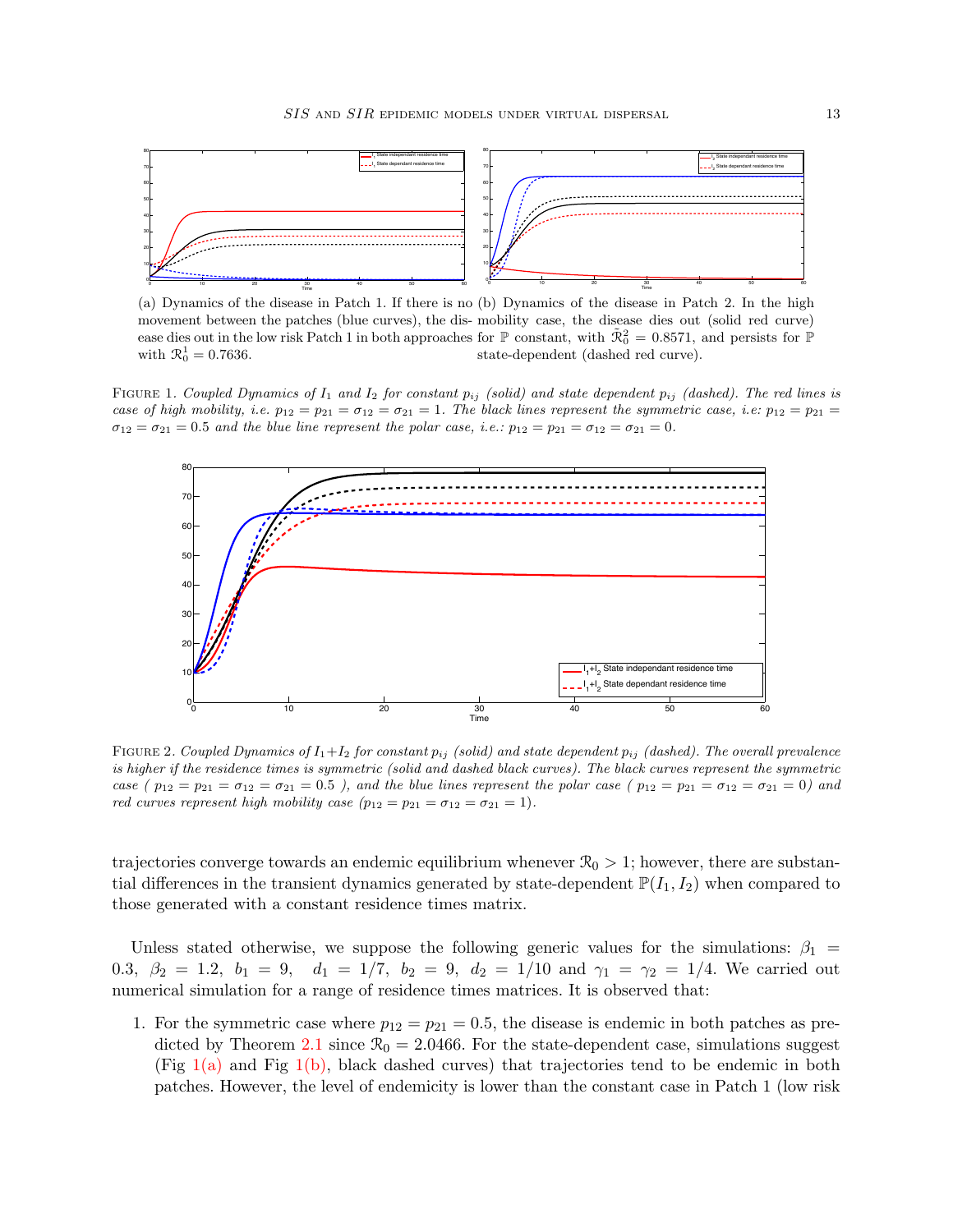(a) Dynamics of the disease in Patch 1. If there is no movement between the patches (blue curves), the disease dies out in the low risk Patch 1 in both approaches with $\mathcal{R}_0^1 = 0.7636$.

(b) Dynamics of the disease in Patch 2. In the high mobility case, the disease dies out (solid red curve) for $\mathbb{P}$ constant, with $\tilde{\mathcal{R}}_0^2 = 0.8571$, and persists for $\mathbb{P}$ state-dependent (dashed red curve).

FIGURE 1. *Coupled Dynamics of $I_1$ and $I_2$ for constant $p_{ij}$ (solid) and state dependent $p_{ij}$ (dashed). The red lines is case of high mobility, i.e. $p_{12} = p_{21} = \sigma_{12} = \sigma_{21} = 1$. The black lines represent the symmetric case, i.e: $p_{12} = p_{21} = \sigma_{12} = \sigma_{21} = 0.5$ and the blue line represent the polar case, i.e.: $p_{12} = p_{21} = \sigma_{12} = \sigma_{21} = 0$.*

FIGURE 2. *Coupled Dynamics of $I_1+I_2$ for constant $p_{ij}$ (solid) and state dependent $p_{ij}$ (dashed). The overall prevalence is higher if the residence times is symmetric (solid and dashed black curves). The black curves represent the symmetric case ( $p_{12} = p_{21} = \sigma_{12} = \sigma_{21} = 0.5$ ), and the blue lines represent the polar case ( $p_{12} = p_{21} = \sigma_{12} = \sigma_{21} = 0$) and red curves represent high mobility case ($p_{12} = p_{21} = \sigma_{12} = \sigma_{21} = 1$).*

trajectories converge towards an endemic equilibrium whenever $\mathcal{R}_0 > 1$; however, there are substantial differences in the transient dynamics generated by state-dependent $\mathbb{P}(I_1, I_2)$ when compared to those generated with a constant residence times matrix.

Unless stated otherwise, we suppose the following generic values for the simulations: $\beta_1 = 0.3$, $\beta_2 = 1.2$, $b_1 = 9$, $d_1 = 1/7$, $b_2 = 9$, $d_2 = 1/10$ and $\gamma_1 = \gamma_2 = 1/4$. We carried out numerical simulation for a range of residence times matrices. It is observed that:

1. For the symmetric case where $p_{12} = p_{21} = 0.5$, the disease is endemic in both patches as predicted by Theorem 2.1 since $\mathcal{R}_0 = 2.0466$. For the state-dependent case, simulations suggest (Fig 1(a) and Fig 1(b), black dashed curves) that trajectories tend to be endemic in both patches. However, the level of endemicity is lower than the constant case in Patch 1 (low risk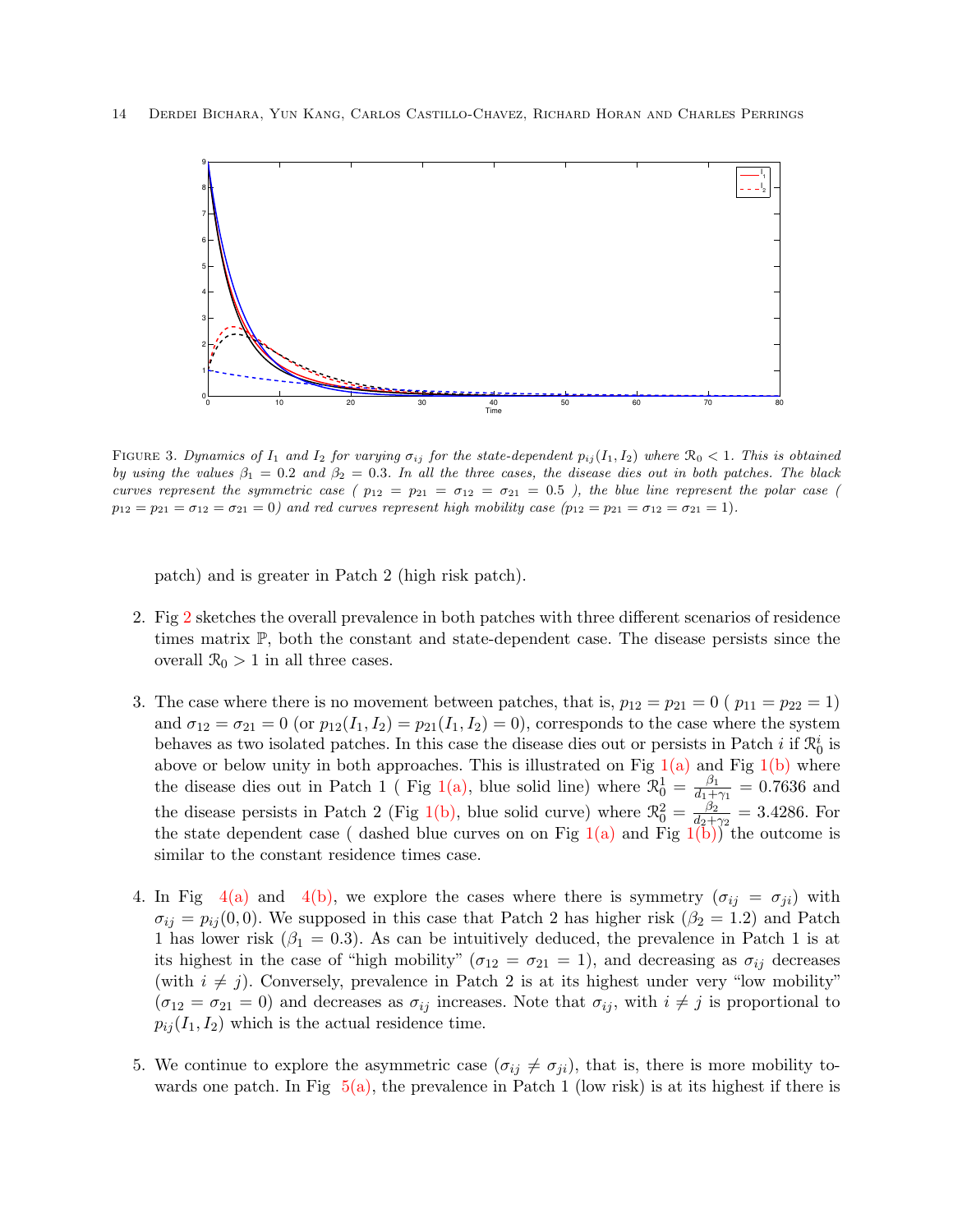FIGURE 3. *Dynamics of $I_1$ and $I_2$ for varying $\sigma_{ij}$ for the state-dependent $p_{ij}(I_1, I_2)$ where $\mathcal{R}_0 < 1$. This is obtained by using the values $\beta_1 = 0.2$ and $\beta_2 = 0.3$. In all the three cases, the disease dies out in both patches. The black curves represent the symmetric case ( $p_{12} = p_{21} = \sigma_{12} = \sigma_{21} = 0.5$ ), the blue line represent the polar case ( $p_{12} = p_{21} = \sigma_{12} = \sigma_{21} = 0$) and red curves represent high mobility case ($p_{12} = p_{21} = \sigma_{12} = \sigma_{21} = 1$).*

patch) and is greater in Patch 2 (high risk patch).

2. Fig 2 sketches the overall prevalence in both patches with three different scenarios of residence times matrix $\mathbb{P}$, both the constant and state-dependent case. The disease persists since the overall $\mathcal{R}_0 > 1$ in all three cases.

3. The case where there is no movement between patches, that is, $p_{12} = p_{21} = 0$ ( $p_{11} = p_{22} = 1$) and $\sigma_{12} = \sigma_{21} = 0$ (or $p_{12}(I_1, I_2) = p_{21}(I_1, I_2) = 0$), corresponds to the case where the system behaves as two isolated patches. In this case the disease dies out or persists in Patch $i$ if $\mathcal{R}_0^i$ is above or below unity in both approaches. This is illustrated on Fig 1(a) and Fig 1(b) where the disease dies out in Patch 1 ( Fig 1(a), blue solid line) where $\mathcal{R}_0^1 = \frac{\beta_1}{d_1+\gamma_1} = 0.7636$ and the disease persists in Patch 2 (Fig 1(b), blue solid curve) where $\mathcal{R}_0^2 = \frac{\beta_2}{d_2+\gamma_2} = 3.4286$. For the state dependent case ( dashed blue curves on on Fig 1(a) and Fig 1(b)) the outcome is similar to the constant residence times case.

4. In Fig 4(a) and 4(b), we explore the cases where there is symmetry ($\sigma_{ij} = \sigma_{ji}$) with $\sigma_{ij} = p_{ij}(0, 0)$. We supposed in this case that Patch 2 has higher risk ($\beta_2 = 1.2$) and Patch 1 has lower risk ($\beta_1 = 0.3$). As can be intuitively deduced, the prevalence in Patch 1 is at its highest in the case of "high mobility" ($\sigma_{12} = \sigma_{21} = 1$), and decreasing as $\sigma_{ij}$ decreases (with $i \neq j$). Conversely, prevalence in Patch 2 is at its highest under very "low mobility" ($\sigma_{12} = \sigma_{21} = 0$) and decreases as $\sigma_{ij}$ increases. Note that $\sigma_{ij}$, with $i \neq j$ is proportional to $p_{ij}(I_1, I_2)$ which is the actual residence time.

5. We continue to explore the asymmetric case ($\sigma_{ij} \neq \sigma_{ji}$), that is, there is more mobility towards one patch. In Fig 5(a), the prevalence in Patch 1 (low risk) is at its highest if there is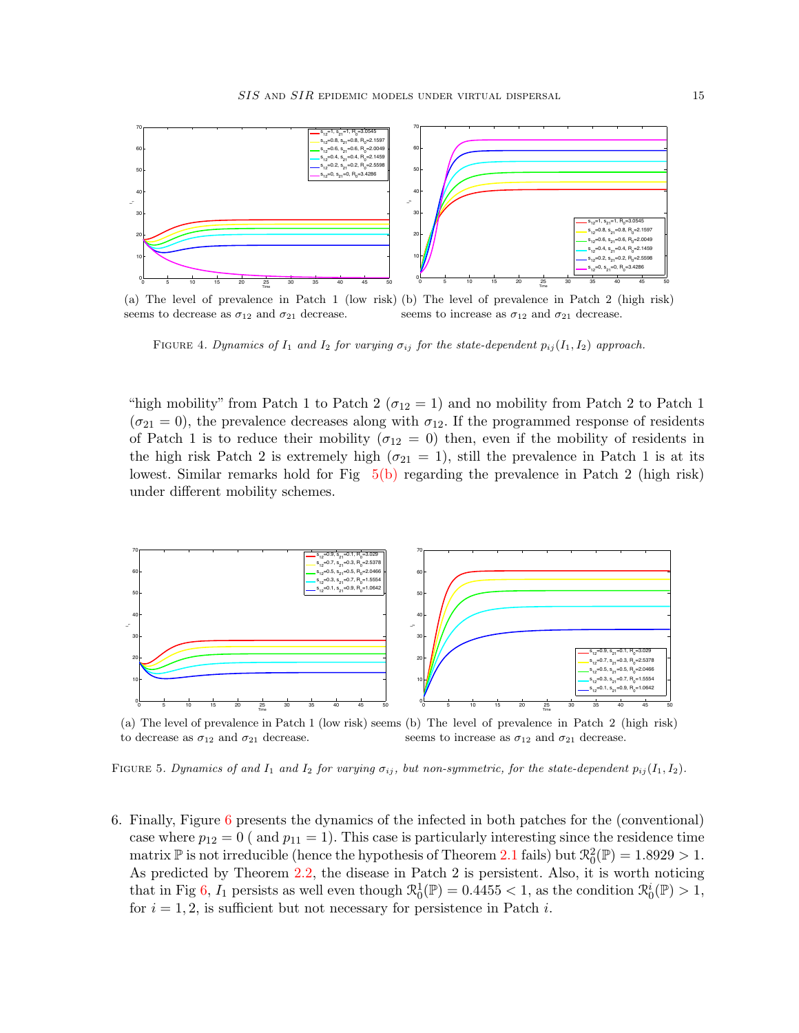(a) The level of prevalence in Patch 1 (low risk) seems to decrease as $\sigma_{12}$ and $\sigma_{21}$ decrease.

(b) The level of prevalence in Patch 2 (high risk) seems to increase as $\sigma_{12}$ and $\sigma_{21}$ decrease.

FIGURE 4. *Dynamics of $I_1$ and $I_2$ for varying $\sigma_{ij}$ for the state-dependent $p_{ij}(I_1, I_2)$ approach.*

"high mobility" from Patch 1 to Patch 2 ($\sigma_{12} = 1$) and no mobility from Patch 2 to Patch 1 ($\sigma_{21} = 0$), the prevalence decreases along with $\sigma_{12}$. If the programmed response of residents of Patch 1 is to reduce their mobility ($\sigma_{12} = 0$) then, even if the mobility of residents in the high risk Patch 2 is extremely high ($\sigma_{21} = 1$), still the prevalence in Patch 1 is at its lowest. Similar remarks hold for Fig 5(b) regarding the prevalence in Patch 2 (high risk) under different mobility schemes.

(a) The level of prevalence in Patch 1 (low risk) seems to decrease as $\sigma_{12}$ and $\sigma_{21}$ decrease.

(b) The level of prevalence in Patch 2 (high risk) seems to increase as $\sigma_{12}$ and $\sigma_{21}$ decrease.

FIGURE 5. *Dynamics of and $I_1$ and $I_2$ for varying $\sigma_{ij}$, but non-symmetric, for the state-dependent $p_{ij}(I_1, I_2)$.*

6. Finally, Figure 6 presents the dynamics of the infected in both patches for the (conventional) case where $p_{12} = 0$ ( and $p_{11} = 1$). This case is particularly interesting since the residence time matrix $\mathbb{P}$ is not irreducible (hence the hypothesis of Theorem 2.1 fails) but $\mathcal{R}_0^2(\mathbb{P}) = 1.8929 > 1$. As predicted by Theorem 2.2, the disease in Patch 2 is persistent. Also, it is worth noticing that in Fig 6, $I_1$ persists as well even though $\mathcal{R}_0^1(\mathbb{P}) = 0.4455 < 1$, as the condition $\mathcal{R}_0^i(\mathbb{P}) > 1$, for $i = 1, 2$, is sufficient but not necessary for persistence in Patch $i$.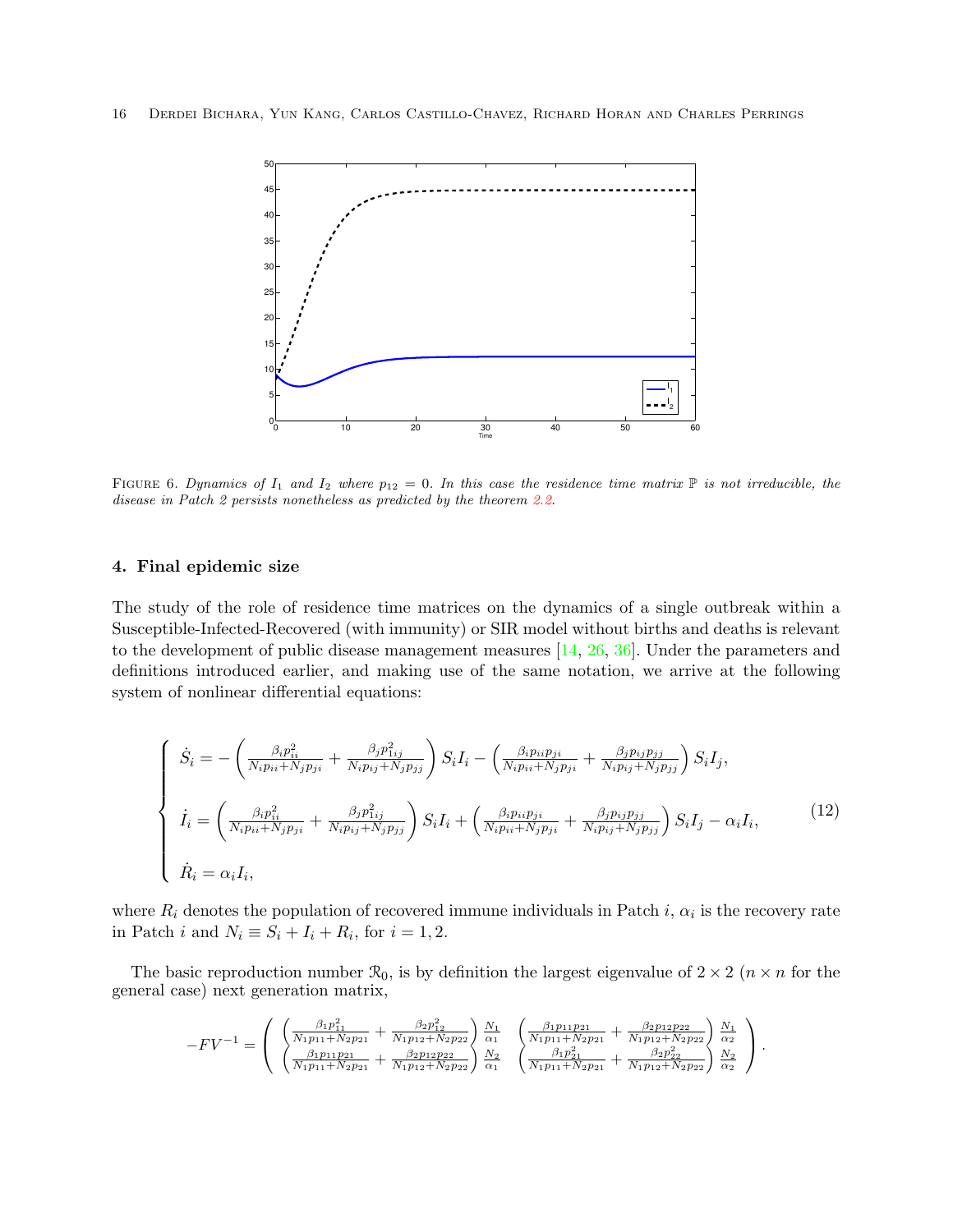FIGURE 6. *Dynamics of $I_1$ and $I_2$ where $p_{12} = 0$. In this case the residence time matrix $\mathbb{P}$ is not irreducible, the disease in Patch 2 persists nonetheless as predicted by the theorem 2.2.*

## 4. Final epidemic size

The study of the role of residence time matrices on the dynamics of a single outbreak within a Susceptible-Infected-Recovered (with immunity) or SIR model without births and deaths is relevant to the development of public disease management measures [14, 26, 36]. Under the parameters and definitions introduced earlier, and making use of the same notation, we arrive at the following system of nonlinear differential equations:

$$
\begin{cases}
\dot{S}_i = -\left(\frac{\beta_i p_{ii}^2}{N_i p_{ii}+N_j p_{ji}} + \frac{\beta_j p_{1ij}^2}{N_i p_{ij}+N_j p_{jj}}\right) S_i I_i - \left(\frac{\beta_i p_{ii} p_{ji}}{N_i p_{ii}+N_j p_{ji}} + \frac{\beta_j p_{ij} p_{jj}}{N_i p_{ij}+N_j p_{jj}}\right) S_i I_j, \\
\\
\dot{I}_i = \left(\frac{\beta_i p_{ii}^2}{N_i p_{ii}+N_j p_{ji}} + \frac{\beta_j p_{1ij}^2}{N_i p_{ij}+N_j p_{jj}}\right) S_i I_i + \left(\frac{\beta_i p_{ii} p_{ji}}{N_i p_{ii}+N_j p_{ji}} + \frac{\beta_j p_{ij} p_{jj}}{N_i p_{ij}+N_j p_{jj}}\right) S_i I_j - \alpha_i I_i, \\
\\
\dot{R}_i = \alpha_i I_i,
\end{cases}
\tag{12}
$$

where $R_i$ denotes the population of recovered immune individuals in Patch $i$, $\alpha_i$ is the recovery rate in Patch $i$ and $N_i \equiv S_i + I_i + R_i$, for $i = 1, 2$.

The basic reproduction number $\mathcal{R}_0$, is by definition the largest eigenvalue of $2 \times 2$ ($n \times n$ for the general case) next generation matrix,

$$
-FV^{-1} = \begin{pmatrix}
\left(\frac{\beta_1 p_{11}^2}{N_1 p_{11}+N_2 p_{21}} + \frac{\beta_2 p_{12}^2}{N_1 p_{12}+N_2 p_{22}}\right) \frac{N_1}{\alpha_1} & \left(\frac{\beta_1 p_{11} p_{21}}{N_1 p_{11}+N_2 p_{21}} + \frac{\beta_2 p_{12} p_{22}}{N_1 p_{12}+N_2 p_{22}}\right) \frac{N_1}{\alpha_2} \\
\left(\frac{\beta_1 p_{11} p_{21}}{N_1 p_{11}+N_2 p_{21}} + \frac{\beta_2 p_{12} p_{22}}{N_1 p_{12}+N_2 p_{22}}\right) \frac{N_2}{\alpha_1} & \left(\frac{\beta_1 p_{21}^2}{N_1 p_{11}+N_2 p_{21}} + \frac{\beta_2 p_{22}^2}{N_1 p_{12}+N_2 p_{22}}\right) \frac{N_2}{\alpha_2}
\end{pmatrix}.
$$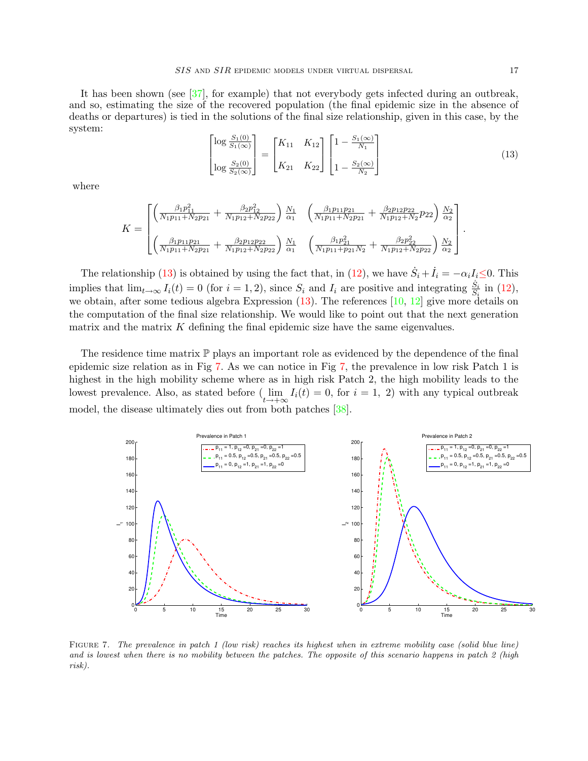It has been shown (see [37], for example) that not everybody gets infected during an outbreak, and so, estimating the size of the recovered population (the final epidemic size in the absence of deaths or departures) is tied in the solutions of the final size relationship, given in this case, by the system:

$$
\begin{bmatrix} \log \frac{S_1(0)}{S_1(\infty)} \\ \\ \log \frac{S_2(0)}{S_2(\infty)} \end{bmatrix} = \begin{bmatrix} K_{11} & K_{12} \\ \\ K_{21} & K_{22} \end{bmatrix} \begin{bmatrix} 1 - \frac{S_1(\infty)}{N_1} \\ \\ 1 - \frac{S_2(\infty)}{N_2} \end{bmatrix} \tag{13}
$$

where

$$
K = \begin{bmatrix} \left( \frac{\beta_1 p_{11}^2}{N_1 p_{11} + N_2 p_{21}} + \frac{\beta_2 p_{12}^2}{N_1 p_{12} + N_2 p_{22}} \right) \frac{N_1}{\alpha_1} & \left( \frac{\beta_1 p_{11} p_{21}}{N_1 p_{11} + N_2 p_{21}} + \frac{\beta_2 p_{12} p_{22}}{N_1 p_{12} + N_2} p_{22} \right) \frac{N_2}{\alpha_2} \\ \left( \frac{\beta_1 p_{11} p_{21}}{N_1 p_{11} + N_2 p_{21}} + \frac{\beta_2 p_{12} p_{22}}{N_1 p_{12} + N_2 p_{22}} \right) \frac{N_1}{\alpha_1} & \left( \frac{\beta_1 p_{21}^2}{N_1 p_{11} + p_{21} N_2} + \frac{\beta_2 p_{22}^2}{N_1 p_{12} + N_2 p_{22}} \right) \frac{N_2}{\alpha_2} \end{bmatrix}.
$$

The relationship (13) is obtained by using the fact that, in (12), we have $\dot{S}_i + \dot{I}_i = -\alpha_i I_i \leq 0$. This implies that $\lim_{t\to\infty} I_i(t) = 0$ (for $i = 1, 2$), since $S_i$ and $I_i$ are positive and integrating $\frac{\dot{S}_i}{S_i}$ in (12), we obtain, after some tedious algebra Expression (13). The references [10, 12] give more details on the computation of the final size relationship. We would like to point out that the next generation matrix and the matrix $K$ defining the final epidemic size have the same eigenvalues.

The residence time matrix $\mathbb{P}$ plays an important role as evidenced by the dependence of the final epidemic size relation as in Fig 7. As we can notice in Fig 7, the prevalence in low risk Patch 1 is highest in the high mobility scheme where as in high risk Patch 2, the high mobility leads to the lowest prevalence. Also, as stated before ($\lim_{t\to+\infty} I_i(t) = 0$, for $i = 1, 2$) with any typical outbreak model, the disease ultimately dies out from both patches [38].

FIGURE 7. *The prevalence in patch 1 (low risk) reaches its highest when in extreme mobility case (solid blue line) and is lowest when there is no mobility between the patches. The opposite of this scenario happens in patch 2 (high risk).*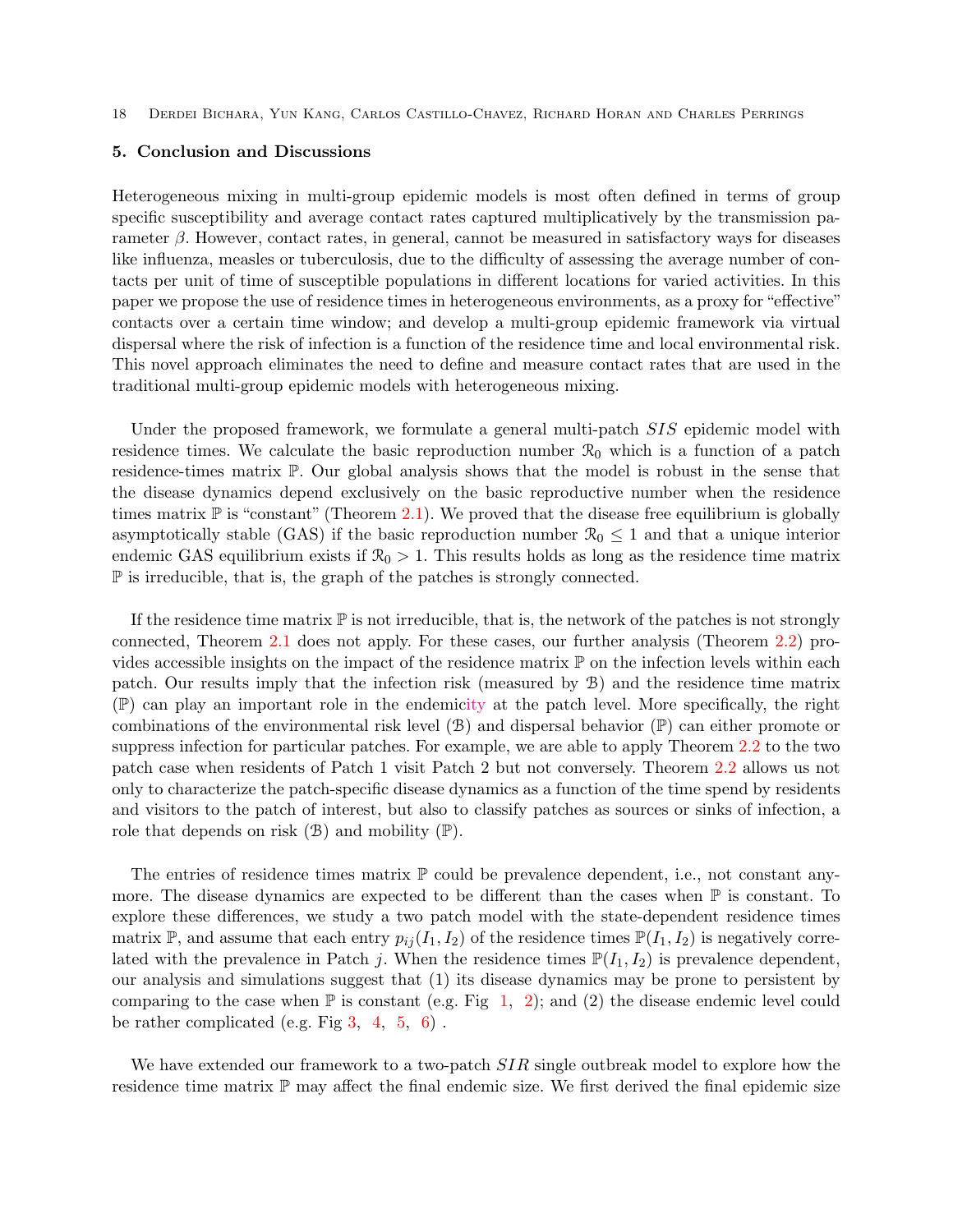## 5. Conclusion and Discussions

Heterogeneous mixing in multi-group epidemic models is most often defined in terms of group specific susceptibility and average contact rates captured multiplicatively by the transmission parameter $\beta$. However, contact rates, in general, cannot be measured in satisfactory ways for diseases like influenza, measles or tuberculosis, due to the difficulty of assessing the average number of contacts per unit of time of susceptible populations in different locations for varied activities. In this paper we propose the use of residence times in heterogeneous environments, as a proxy for "effective" contacts over a certain time window; and develop a multi-group epidemic framework via virtual dispersal where the risk of infection is a function of the residence time and local environmental risk. This novel approach eliminates the need to define and measure contact rates that are used in the traditional multi-group epidemic models with heterogeneous mixing.

Under the proposed framework, we formulate a general multi-patch $SIS$ epidemic model with residence times. We calculate the basic reproduction number $\mathcal{R}_0$ which is a function of a patch residence-times matrix $\mathbb{P}$. Our global analysis shows that the model is robust in the sense that the disease dynamics depend exclusively on the basic reproductive number when the residence times matrix $\mathbb{P}$ is "constant" (Theorem 2.1). We proved that the disease free equilibrium is globally asymptotically stable (GAS) if the basic reproduction number $\mathcal{R}_0 \leq 1$ and that a unique interior endemic GAS equilibrium exists if $\mathcal{R}_0 > 1$. This results holds as long as the residence time matrix $\mathbb{P}$ is irreducible, that is, the graph of the patches is strongly connected.

If the residence time matrix $\mathbb{P}$ is not irreducible, that is, the network of the patches is not strongly connected, Theorem 2.1 does not apply. For these cases, our further analysis (Theorem 2.2) provides accessible insights on the impact of the residence matrix $\mathbb{P}$ on the infection levels within each patch. Our results imply that the infection risk (measured by $\mathcal{B}$) and the residence time matrix ($\mathbb{P}$) can play an important role in the endemicity at the patch level. More specifically, the right combinations of the environmental risk level ($\mathcal{B}$) and dispersal behavior ($\mathbb{P}$) can either promote or suppress infection for particular patches. For example, we are able to apply Theorem 2.2 to the two patch case when residents of Patch 1 visit Patch 2 but not conversely. Theorem 2.2 allows us not only to characterize the patch-specific disease dynamics as a function of the time spend by residents and visitors to the patch of interest, but also to classify patches as sources or sinks of infection, a role that depends on risk ($\mathcal{B}$) and mobility ($\mathbb{P}$).

The entries of residence times matrix $\mathbb{P}$ could be prevalence dependent, i.e., not constant anymore. The disease dynamics are expected to be different than the cases when $\mathbb{P}$ is constant. To explore these differences, we study a two patch model with the state-dependent residence times matrix $\mathbb{P}$, and assume that each entry $p_{ij}(I_1, I_2)$ of the residence times $\mathbb{P}(I_1, I_2)$ is negatively correlated with the prevalence in Patch $j$. When the residence times $\mathbb{P}(I_1, I_2)$ is prevalence dependent, our analysis and simulations suggest that (1) its disease dynamics may be prone to persistent by comparing to the case when $\mathbb{P}$ is constant (e.g. Fig 1, 2); and (2) the disease endemic level could be rather complicated (e.g. Fig 3, 4, 5, 6) .

We have extended our framework to a two-patch $SIR$ single outbreak model to explore how the residence time matrix $\mathbb{P}$ may affect the final endemic size. We first derived the final epidemic size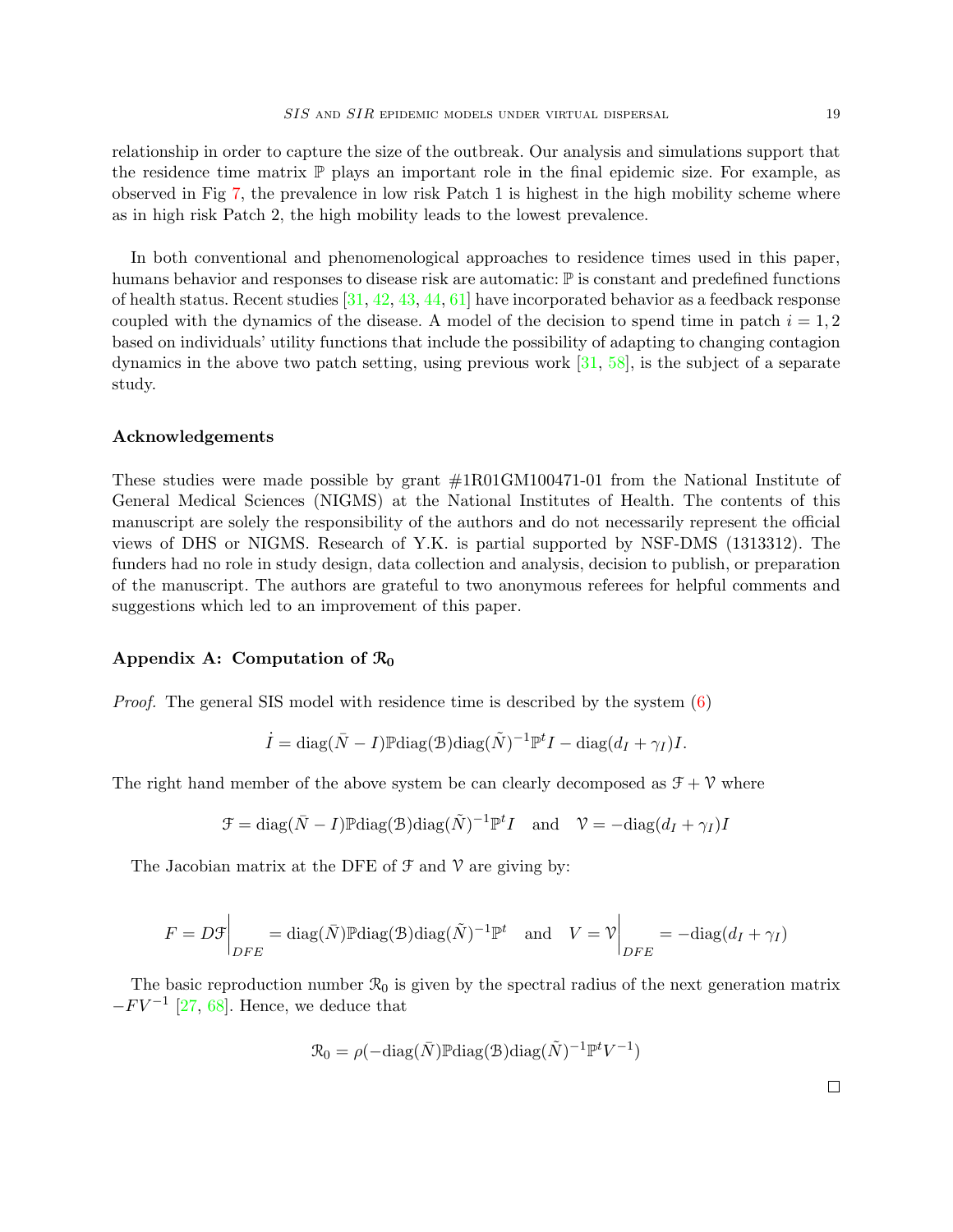relationship in order to capture the size of the outbreak. Our analysis and simulations support that the residence time matrix $\mathbb{P}$ plays an important role in the final epidemic size. For example, as observed in Fig 7, the prevalence in low risk Patch 1 is highest in the high mobility scheme where as in high risk Patch 2, the high mobility leads to the lowest prevalence.

In both conventional and phenomenological approaches to residence times used in this paper, humans behavior and responses to disease risk are automatic: $\mathbb{P}$ is constant and predefined functions of health status. Recent studies [31, 42, 43, 44, 61] have incorporated behavior as a feedback response coupled with the dynamics of the disease. A model of the decision to spend time in patch $i = 1, 2$ based on individuals' utility functions that include the possibility of adapting to changing contagion dynamics in the above two patch setting, using previous work [31, 58], is the subject of a separate study.

### Acknowledgements

These studies were made possible by grant #1R01GM100471-01 from the National Institute of General Medical Sciences (NIGMS) at the National Institutes of Health. The contents of this manuscript are solely the responsibility of the authors and do not necessarily represent the official views of DHS or NIGMS. Research of Y.K. is partial supported by NSF-DMS (1313312). The funders had no role in study design, data collection and analysis, decision to publish, or preparation of the manuscript. The authors are grateful to two anonymous referees for helpful comments and suggestions which led to an improvement of this paper.

### Appendix A: Computation of $\mathcal{R}_0$

*Proof.* The general SIS model with residence time is described by the system (6)

$$\dot{I} = \text{diag}(\bar{N} - I)\mathbb{P}\text{diag}(\mathcal{B})\text{diag}(\tilde{N})^{-1}\mathbb{P}^t I - \text{diag}(d_I + \gamma_I)I.$$

The right hand member of the above system be can clearly decomposed as $\mathcal{F} + \mathcal{V}$ where

$$\mathcal{F} = \text{diag}(\bar{N} - I)\mathbb{P}\text{diag}(\mathcal{B})\text{diag}(\tilde{N})^{-1}\mathbb{P}^t I \quad \text{and} \quad \mathcal{V} = -\text{diag}(d_I + \gamma_I)I$$

The Jacobian matrix at the DFE of $\mathcal{F}$ and $\mathcal{V}$ are giving by:

$$F = D\mathcal{F}\Big|_{DFE} = \text{diag}(\bar{N})\mathbb{P}\text{diag}(\mathcal{B})\text{diag}(\tilde{N})^{-1}\mathbb{P}^t \quad \text{and} \quad V = \mathcal{V}\Big|_{DFE} = -\text{diag}(d_I + \gamma_I)$$

The basic reproduction number $\mathcal{R}_0$ is given by the spectral radius of the next generation matrix $-FV^{-1}$ [27, 68]. Hence, we deduce that

$$\mathcal{R}_0 = \rho(-\text{diag}(\bar{N})\mathbb{P}\text{diag}(\mathcal{B})\text{diag}(\tilde{N})^{-1}\mathbb{P}^t V^{-1})$$

□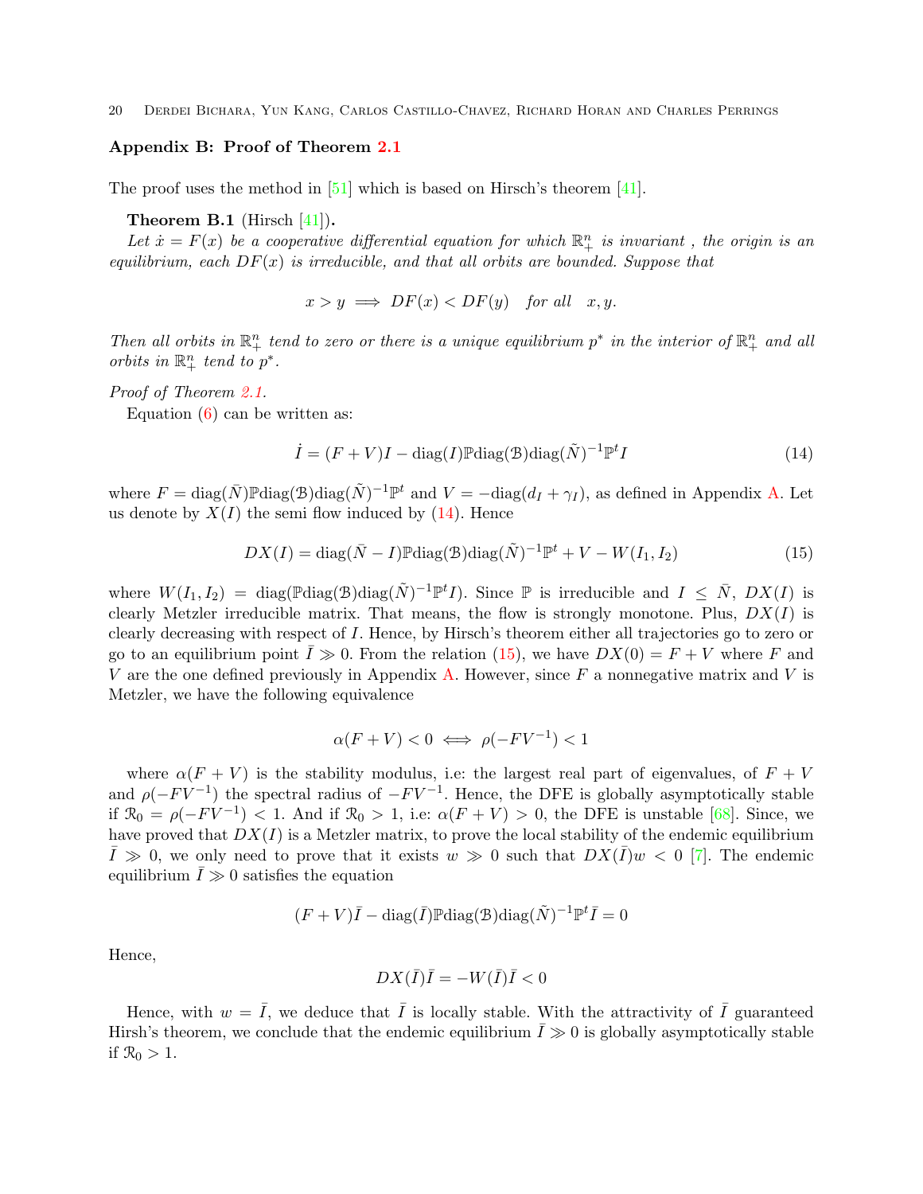### Appendix B: Proof of Theorem 2.1

The proof uses the method in [51] which is based on Hirsch's theorem [41].

**Theorem B.1** (Hirsch [41])**.**
*Let $\dot{x} = F(x)$ be a cooperative differential equation for which $\mathbb{R}^n_+$ is invariant , the origin is an equilibrium, each $DF(x)$ is irreducible, and that all orbits are bounded. Suppose that*

$$x > y \implies DF(x) < DF(y) \quad \text{for all} \quad x, y.$$

*Then all orbits in $\mathbb{R}^n_+$ tend to zero or there is a unique equilibrium $p^*$ in the interior of $\mathbb{R}^n_+$ and all orbits in $\mathbb{R}^n_+$ tend to $p^*$.*

*Proof of Theorem 2.1.*
Equation (6) can be written as:

$$\dot{I} = (F + V)I - \text{diag}(I)\mathbb{P}\text{diag}(\mathcal{B})\text{diag}(\tilde{N})^{-1}\mathbb{P}^t I \tag{14}$$

where $F = \text{diag}(\bar{N})\mathbb{P}\text{diag}(\mathcal{B})\text{diag}(\tilde{N})^{-1}\mathbb{P}^t$ and $V = -\text{diag}(d_I + \gamma_I)$, as defined in Appendix A. Let us denote by $X(I)$ the semi flow induced by (14). Hence

$$DX(I) = \text{diag}(\bar{N} - I)\mathbb{P}\text{diag}(\mathcal{B})\text{diag}(\tilde{N})^{-1}\mathbb{P}^t + V - W(I_1, I_2) \tag{15}$$

where $W(I_1, I_2) = \text{diag}(\mathbb{P}\text{diag}(\mathcal{B})\text{diag}(\tilde{N})^{-1}\mathbb{P}^t I)$. Since $\mathbb{P}$ is irreducible and $I \leq \bar{N}$, $DX(I)$ is clearly Metzler irreducible matrix. That means, the flow is strongly monotone. Plus, $DX(I)$ is clearly decreasing with respect of $I$. Hence, by Hirsch's theorem either all trajectories go to zero or go to an equilibrium point $\bar{I} \gg 0$. From the relation (15), we have $DX(0) = F + V$ where $F$ and $V$ are the one defined previously in Appendix A. However, since $F$ a nonnegative matrix and $V$ is Metzler, we have the following equivalence

$$\alpha(F + V) < 0 \iff \rho(-FV^{-1}) < 1$$

where $\alpha(F + V)$ is the stability modulus, i.e: the largest real part of eigenvalues, of $F + V$ and $\rho(-FV^{-1})$ the spectral radius of $-FV^{-1}$. Hence, the DFE is globally asymptotically stable if $\mathcal{R}_0 = \rho(-FV^{-1}) < 1$. And if $\mathcal{R}_0 > 1$, i.e: $\alpha(F + V) > 0$, the DFE is unstable [68]. Since, we have proved that $DX(I)$ is a Metzler matrix, to prove the local stability of the endemic equilibrium $\bar{I} \gg 0$, we only need to prove that it exists $w \gg 0$ such that $DX(\bar{I})w < 0$ [7]. The endemic equilibrium $\bar{I} \gg 0$ satisfies the equation

$$(F + V)\bar{I} - \text{diag}(\bar{I})\mathbb{P}\text{diag}(\mathcal{B})\text{diag}(\tilde{N})^{-1}\mathbb{P}^t\bar{I} = 0$$

Hence,

$$DX(\bar{I})\bar{I} = -W(\bar{I})\bar{I} < 0$$

Hence, with $w = \bar{I}$, we deduce that $\bar{I}$ is locally stable. With the attractivity of $\bar{I}$ guaranteed Hirsh's theorem, we conclude that the endemic equilibrium $\bar{I} \gg 0$ is globally asymptotically stable if $\mathcal{R}_0 > 1$.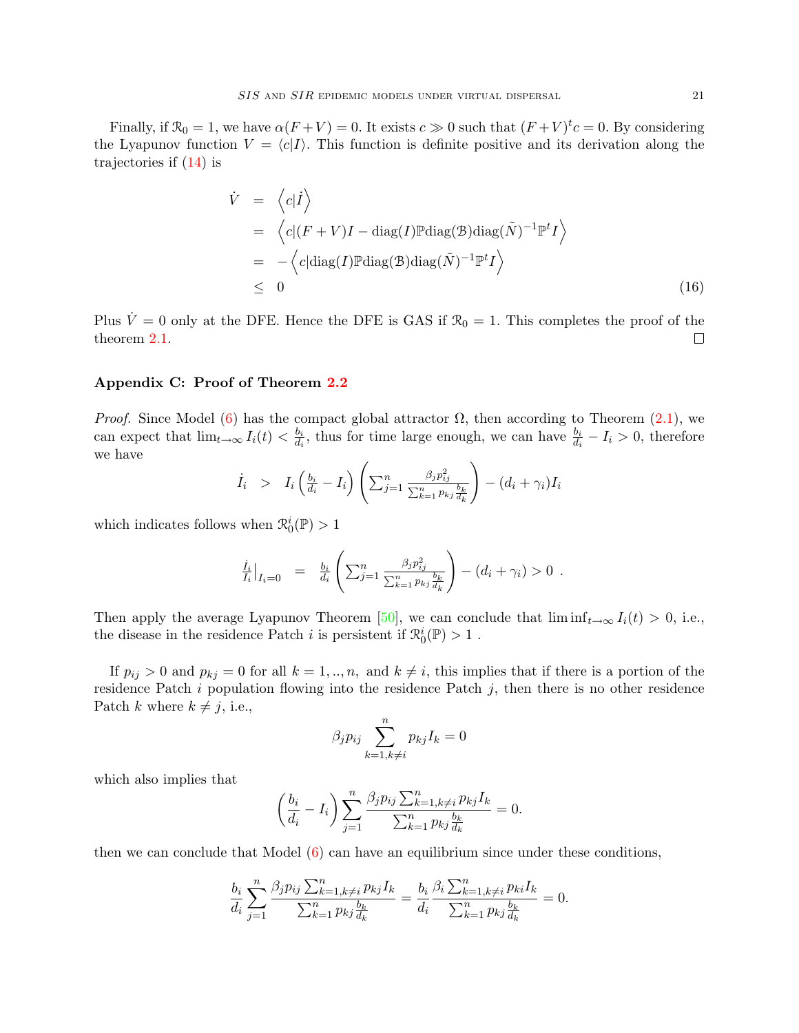Finally, if $\mathcal{R}_0 = 1$, we have $\alpha(F+V) = 0$. It exists $c \gg 0$ such that $(F+V)^t c = 0$. By considering the Lyapunov function $V = \langle c|I\rangle$. This function is definite positive and its derivation along the trajectories if (14) is

$$
\begin{aligned}
\dot{V} &= \left\langle c|\dot{I}\right\rangle \\
&= \left\langle c|(F+V)I - \mathrm{diag}(I)\mathbb{P}\mathrm{diag}(\mathcal{B})\mathrm{diag}(\tilde{N})^{-1}\mathbb{P}^t I\right\rangle \\
&= -\left\langle c|\mathrm{diag}(I)\mathbb{P}\mathrm{diag}(\mathcal{B})\mathrm{diag}(\tilde{N})^{-1}\mathbb{P}^t I\right\rangle \\
&\leq 0 \qquad\qquad (16)
\end{aligned}
$$

Plus $\dot{V} = 0$ only at the DFE. Hence the DFE is GAS if $\mathcal{R}_0 = 1$. This completes the proof of the theorem 2.1. □

### Appendix C: Proof of Theorem 2.2

*Proof.* Since Model (6) has the compact global attractor $\Omega$, then according to Theorem (2.1), we can expect that $\lim_{t\to\infty} I_i(t) < \frac{b_i}{d_i}$, thus for time large enough, we can have $\frac{b_i}{d_i} - I_i > 0$, therefore we have

$$
\dot{I}_i \;>\; I_i\left(\frac{b_i}{d_i} - I_i\right)\left(\sum_{j=1}^{n} \frac{\beta_j p_{ij}^2}{\sum_{k=1}^{n} p_{kj}\frac{b_k}{d_k}}\right) - (d_i + \gamma_i)I_i
$$

which indicates follows when $\mathcal{R}_0^i(\mathbb{P}) > 1$

$$
\frac{\dot{I}_i}{I_i}\Big|_{I_i=0} \;=\; \frac{b_i}{d_i}\left(\sum_{j=1}^{n} \frac{\beta_j p_{ij}^2}{\sum_{k=1}^{n} p_{kj}\frac{b_k}{d_k}}\right) - (d_i + \gamma_i) > 0 \ .
$$

Then apply the average Lyapunov Theorem [50], we can conclude that $\liminf_{t\to\infty} I_i(t) > 0$, i.e., the disease in the residence Patch $i$ is persistent if $\mathcal{R}_0^i(\mathbb{P}) > 1$ .

If $p_{ij} > 0$ and $p_{kj} = 0$ for all $k = 1, .., n,$ and $k \neq i$, this implies that if there is a portion of the residence Patch $i$ population flowing into the residence Patch $j$, then there is no other residence Patch $k$ where $k \neq j$, i.e.,

$$
\beta_j p_{ij} \sum_{k=1, k\neq i}^{n} p_{kj} I_k = 0
$$

which also implies that

$$
\left(\frac{b_i}{d_i} - I_i\right) \sum_{j=1}^{n} \frac{\beta_j p_{ij} \sum_{k=1,k\neq i}^{n} p_{kj} I_k}{\sum_{k=1}^{n} p_{kj}\frac{b_k}{d_k}} = 0.
$$

then we can conclude that Model (6) can have an equilibrium since under these conditions,

$$
\frac{b_i}{d_i} \sum_{j=1}^{n} \frac{\beta_j p_{ij} \sum_{k=1,k\neq i}^{n} p_{kj} I_k}{\sum_{k=1}^{n} p_{kj}\frac{b_k}{d_k}} = \frac{b_i}{d_i} \frac{\beta_i \sum_{k=1,k\neq i}^{n} p_{ki} I_k}{\sum_{k=1}^{n} p_{kj}\frac{b_k}{d_k}} = 0.
$$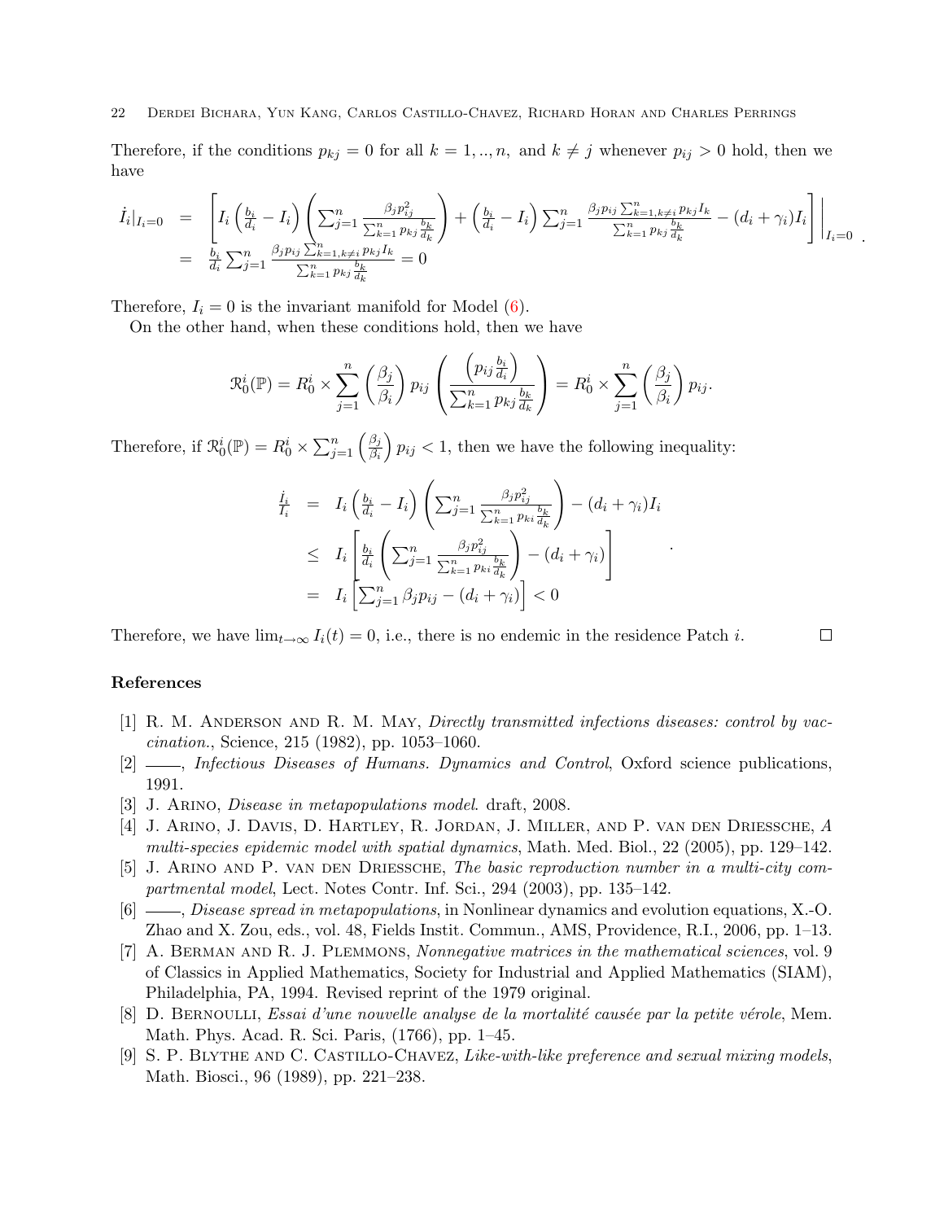Therefore, if the conditions $p_{kj} = 0$ for all $k = 1, .., n,$ and $k \neq j$ whenever $p_{ij} > 0$ hold, then we have

$$
\begin{aligned}
\dot{I}_i|_{I_i=0} &= \left[ I_i \left( \frac{b_i}{d_i} - I_i \right) \left( \sum_{j=1}^n \frac{\beta_j p_{ij}^2}{\sum_{k=1}^n p_{kj} \frac{b_k}{d_k}} \right) + \left( \frac{b_i}{d_i} - I_i \right) \sum_{j=1}^n \frac{\beta_j p_{ij} \sum_{k=1, k \neq i}^n p_{kj} I_k}{\sum_{k=1}^n p_{kj} \frac{b_k}{d_k}} - (d_i + \gamma_i) I_i \right] \Bigg|_{I_i=0} \\
&= \frac{b_i}{d_i} \sum_{j=1}^n \frac{\beta_j p_{ij} \sum_{k=1, k \neq i}^n p_{kj} I_k}{\sum_{k=1}^n p_{kj} \frac{b_k}{d_k}} = 0
\end{aligned} .
$$

Therefore, $I_i = 0$ is the invariant manifold for Model (6).

On the other hand, when these conditions hold, then we have

$$
\mathcal{R}_0^i(\mathbb{P}) = R_0^i \times \sum_{j=1}^n \left( \frac{\beta_j}{\beta_i} \right) p_{ij} \left( \frac{\left( p_{ij} \frac{b_i}{d_i} \right)}{\sum_{k=1}^n p_{kj} \frac{b_k}{d_k}} \right) = R_0^i \times \sum_{j=1}^n \left( \frac{\beta_j}{\beta_i} \right) p_{ij}.
$$

Therefore, if $\mathcal{R}_0^i(\mathbb{P}) = R_0^i \times \sum_{j=1}^n \left( \frac{\beta_j}{\beta_i} \right) p_{ij} < 1$, then we have the following inequality:

$$
\begin{aligned}
\frac{\dot{I}_i}{I_i} &= I_i \left( \frac{b_i}{d_i} - I_i \right) \left( \sum_{j=1}^n \frac{\beta_j p_{ij}^2}{\sum_{k=1}^n p_{ki} \frac{b_k}{d_k}} \right) - (d_i + \gamma_i) I_i \\
&\leq I_i \left[ \frac{b_i}{d_i} \left( \sum_{j=1}^n \frac{\beta_j p_{ij}^2}{\sum_{k=1}^n p_{ki} \frac{b_k}{d_k}} \right) - (d_i + \gamma_i) \right] \\
&= I_i \left[ \sum_{j=1}^n \beta_j p_{ij} - (d_i + \gamma_i) \right] < 0
\end{aligned} .
$$

Therefore, we have $\lim_{t \to \infty} I_i(t) = 0$, i.e., there is no endemic in the residence Patch $i$. □

## References

[1] R. M. Anderson and R. M. May, *Directly transmitted infections diseases: control by vaccination.*, Science, 215 (1982), pp. 1053–1060.

[2] ——, *Infectious Diseases of Humans. Dynamics and Control*, Oxford science publications, 1991.

[3] J. Arino, *Disease in metapopulations model*. draft, 2008.

[4] J. Arino, J. Davis, D. Hartley, R. Jordan, J. Miller, and P. van den Driessche, *A multi-species epidemic model with spatial dynamics*, Math. Med. Biol., 22 (2005), pp. 129–142.

[5] J. Arino and P. van den Driessche, *The basic reproduction number in a multi-city compartmental model*, Lect. Notes Contr. Inf. Sci., 294 (2003), pp. 135–142.

[6] ——, *Disease spread in metapopulations*, in Nonlinear dynamics and evolution equations, X.-O. Zhao and X. Zou, eds., vol. 48, Fields Instit. Commun., AMS, Providence, R.I., 2006, pp. 1–13.

[7] A. Berman and R. J. Plemmons, *Nonnegative matrices in the mathematical sciences*, vol. 9 of Classics in Applied Mathematics, Society for Industrial and Applied Mathematics (SIAM), Philadelphia, PA, 1994. Revised reprint of the 1979 original.

[8] D. Bernoulli, *Essai d'une nouvelle analyse de la mortalité causée par la petite vérole*, Mem. Math. Phys. Acad. R. Sci. Paris, (1766), pp. 1–45.

[9] S. P. Blythe and C. Castillo-Chavez, *Like-with-like preference and sexual mixing models*, Math. Biosci., 96 (1989), pp. 221–238.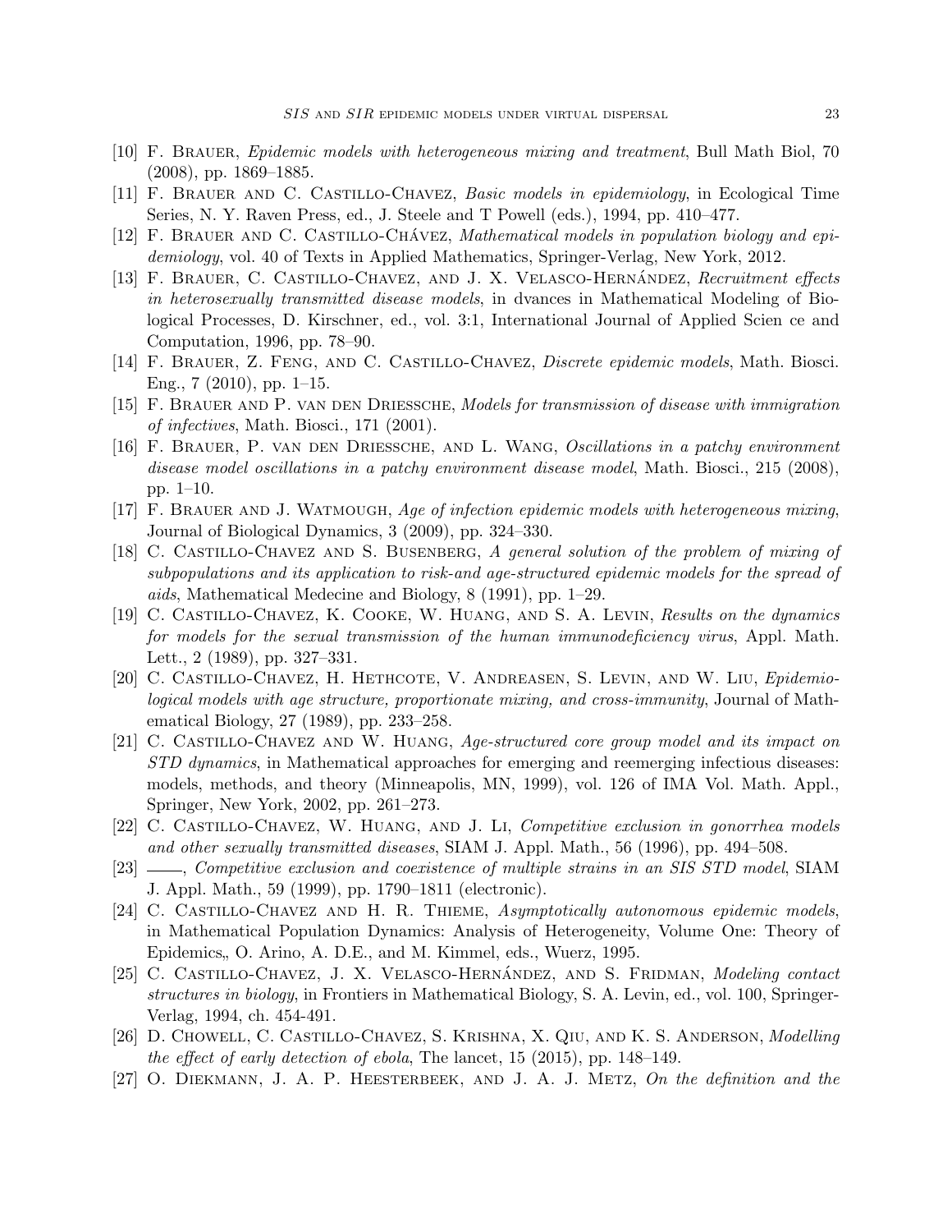[10] F. Brauer, *Epidemic models with heterogeneous mixing and treatment*, Bull Math Biol, 70 (2008), pp. 1869–1885.

[11] F. Brauer and C. Castillo-Chavez, *Basic models in epidemiology*, in Ecological Time Series, N. Y. Raven Press, ed., J. Steele and T Powell (eds.), 1994, pp. 410–477.

[12] F. Brauer and C. Castillo-Chávez, *Mathematical models in population biology and epidemiology*, vol. 40 of Texts in Applied Mathematics, Springer-Verlag, New York, 2012.

[13] F. Brauer, C. Castillo-Chavez, and J. X. Velasco-Hernández, *Recruitment effects in heterosexually transmitted disease models*, in dvances in Mathematical Modeling of Biological Processes, D. Kirschner, ed., vol. 3:1, International Journal of Applied Scien ce and Computation, 1996, pp. 78–90.

[14] F. Brauer, Z. Feng, and C. Castillo-Chavez, *Discrete epidemic models*, Math. Biosci. Eng., 7 (2010), pp. 1–15.

[15] F. Brauer and P. van den Driessche, *Models for transmission of disease with immigration of infectives*, Math. Biosci., 171 (2001).

[16] F. Brauer, P. van den Driessche, and L. Wang, *Oscillations in a patchy environment disease model oscillations in a patchy environment disease model*, Math. Biosci., 215 (2008), pp. 1–10.

[17] F. Brauer and J. Watmough, *Age of infection epidemic models with heterogeneous mixing*, Journal of Biological Dynamics, 3 (2009), pp. 324–330.

[18] C. Castillo-Chavez and S. Busenberg, *A general solution of the problem of mixing of subpopulations and its application to risk-and age-structured epidemic models for the spread of aids*, Mathematical Medecine and Biology, 8 (1991), pp. 1–29.

[19] C. Castillo-Chavez, K. Cooke, W. Huang, and S. A. Levin, *Results on the dynamics for models for the sexual transmission of the human immunodeficiency virus*, Appl. Math. Lett., 2 (1989), pp. 327–331.

[20] C. Castillo-Chavez, H. Hethcote, V. Andreasen, S. Levin, and W. Liu, *Epidemiological models with age structure, proportionate mixing, and cross-immunity*, Journal of Mathematical Biology, 27 (1989), pp. 233–258.

[21] C. Castillo-Chavez and W. Huang, *Age-structured core group model and its impact on STD dynamics*, in Mathematical approaches for emerging and reemerging infectious diseases: models, methods, and theory (Minneapolis, MN, 1999), vol. 126 of IMA Vol. Math. Appl., Springer, New York, 2002, pp. 261–273.

[22] C. Castillo-Chavez, W. Huang, and J. Li, *Competitive exclusion in gonorrhea models and other sexually transmitted diseases*, SIAM J. Appl. Math., 56 (1996), pp. 494–508.

[23] ——, *Competitive exclusion and coexistence of multiple strains in an SIS STD model*, SIAM J. Appl. Math., 59 (1999), pp. 1790–1811 (electronic).

[24] C. Castillo-Chavez and H. R. Thieme, *Asymptotically autonomous epidemic models*, in Mathematical Population Dynamics: Analysis of Heterogeneity, Volume One: Theory of Epidemics,, O. Arino, A. D.E., and M. Kimmel, eds., Wuerz, 1995.

[25] C. Castillo-Chavez, J. X. Velasco-Hernández, and S. Fridman, *Modeling contact structures in biology*, in Frontiers in Mathematical Biology, S. A. Levin, ed., vol. 100, Springer-Verlag, 1994, ch. 454-491.

[26] D. Chowell, C. Castillo-Chavez, S. Krishna, X. Qiu, and K. S. Anderson, *Modelling the effect of early detection of ebola*, The lancet, 15 (2015), pp. 148–149.

[27] O. Diekmann, J. A. P. Heesterbeek, and J. A. J. Metz, *On the definition and the*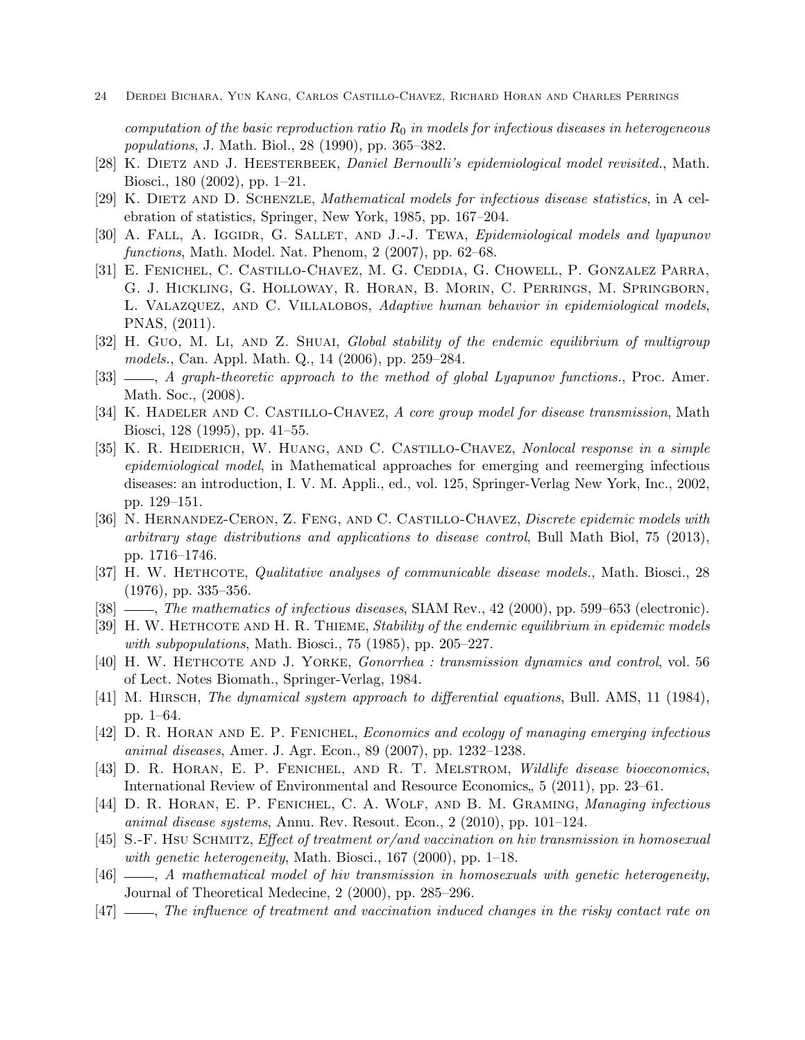*computation of the basic reproduction ratio $R_0$ in models for infectious diseases in heterogeneous populations*, J. Math. Biol., 28 (1990), pp. 365–382.

[28] K. Dietz and J. Heesterbeek, *Daniel Bernoulli's epidemiological model revisited.*, Math. Biosci., 180 (2002), pp. 1–21.

[29] K. Dietz and D. Schenzle, *Mathematical models for infectious disease statistics*, in A celebration of statistics, Springer, New York, 1985, pp. 167–204.

[30] A. Fall, A. Iggidr, G. Sallet, and J.-J. Tewa, *Epidemiological models and lyapunov functions*, Math. Model. Nat. Phenom, 2 (2007), pp. 62–68.

[31] E. Fenichel, C. Castillo-Chavez, M. G. Ceddia, G. Chowell, P. Gonzalez Parra, G. J. Hickling, G. Holloway, R. Horan, B. Morin, C. Perrings, M. Springborn, L. Valazquez, and C. Villalobos, *Adaptive human behavior in epidemiological models*, PNAS, (2011).

[32] H. Guo, M. Li, and Z. Shuai, *Global stability of the endemic equilibrium of multigroup models.*, Can. Appl. Math. Q., 14 (2006), pp. 259–284.

[33] ——, *A graph-theoretic approach to the method of global Lyapunov functions.*, Proc. Amer. Math. Soc., (2008).

[34] K. Hadeler and C. Castillo-Chavez, *A core group model for disease transmission*, Math Biosci, 128 (1995), pp. 41–55.

[35] K. R. Heiderich, W. Huang, and C. Castillo-Chavez, *Nonlocal response in a simple epidemiological model*, in Mathematical approaches for emerging and reemerging infectious diseases: an introduction, I. V. M. Appli., ed., vol. 125, Springer-Verlag New York, Inc., 2002, pp. 129–151.

[36] N. Hernandez-Ceron, Z. Feng, and C. Castillo-Chavez, *Discrete epidemic models with arbitrary stage distributions and applications to disease control*, Bull Math Biol, 75 (2013), pp. 1716–1746.

[37] H. W. Hethcote, *Qualitative analyses of communicable disease models.*, Math. Biosci., 28 (1976), pp. 335–356.

[38] ——, *The mathematics of infectious diseases*, SIAM Rev., 42 (2000), pp. 599–653 (electronic).

[39] H. W. Hethcote and H. R. Thieme, *Stability of the endemic equilibrium in epidemic models with subpopulations*, Math. Biosci., 75 (1985), pp. 205–227.

[40] H. W. Hethcote and J. Yorke, *Gonorrhea : transmission dynamics and control*, vol. 56 of Lect. Notes Biomath., Springer-Verlag, 1984.

[41] M. Hirsch, *The dynamical system approach to differential equations*, Bull. AMS, 11 (1984), pp. 1–64.

[42] D. R. Horan and E. P. Fenichel, *Economics and ecology of managing emerging infectious animal diseases*, Amer. J. Agr. Econ., 89 (2007), pp. 1232–1238.

[43] D. R. Horan, E. P. Fenichel, and R. T. Melstrom, *Wildlife disease bioeconomics*, International Review of Environmental and Resource Economics,, 5 (2011), pp. 23–61.

[44] D. R. Horan, E. P. Fenichel, C. A. Wolf, and B. M. Graming, *Managing infectious animal disease systems*, Annu. Rev. Resout. Econ., 2 (2010), pp. 101–124.

[45] S.-F. Hsu Schmitz, *Effect of treatment or/and vaccination on hiv transmission in homosexual with genetic heterogeneity*, Math. Biosci., 167 (2000), pp. 1–18.

[46] ——, *A mathematical model of hiv transmission in homosexuals with genetic heterogeneity*, Journal of Theoretical Medecine, 2 (2000), pp. 285–296.

[47] ——, *The influence of treatment and vaccination induced changes in the risky contact rate on*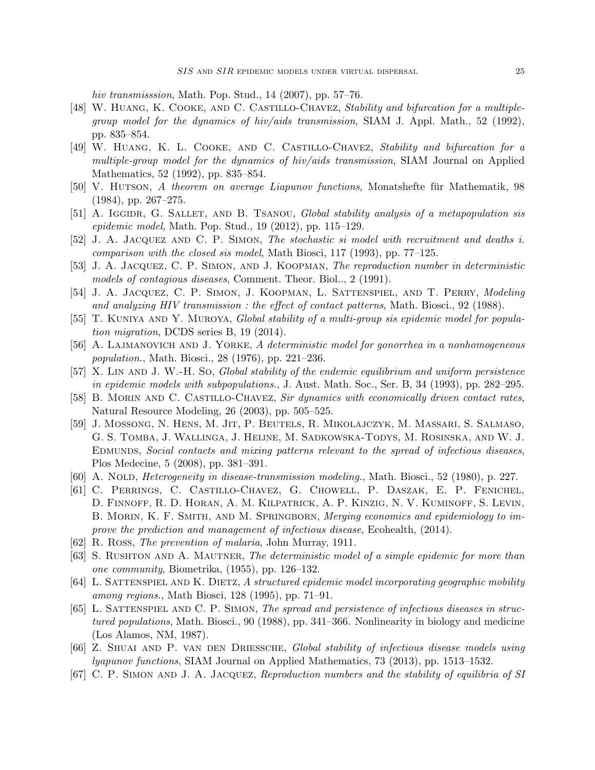*hiv transmisssion*, Math. Pop. Stud., 14 (2007), pp. 57–76.

[48] W. Huang, K. Cooke, and C. Castillo-Chavez, *Stability and bifurcation for a multiple-group model for the dynamics of hiv/aids transmission*, SIAM J. Appl. Math., 52 (1992), pp. 835–854.

[49] W. Huang, K. L. Cooke, and C. Castillo-Chavez, *Stability and bifurcation for a multiple-group model for the dynamics of hiv/aids transmission*, SIAM Journal on Applied Mathematics, 52 (1992), pp. 835–854.

[50] V. Hutson, *A theorem on average Liapunov functions*, Monatshefte für Mathematik, 98 (1984), pp. 267–275.

[51] A. Iggidr, G. Sallet, and B. Tsanou, *Global stability analysis of a metapopulation sis epidemic model*, Math. Pop. Stud., 19 (2012), pp. 115–129.

[52] J. A. Jacquez and C. P. Simon, *The stochastic si model with recruitment and deaths i. comparison with the closed sis model*, Math Biosci, 117 (1993), pp. 77–125.

[53] J. A. Jacquez, C. P. Simon, and J. Koopman, *The reproduction number in deterministic models of contagious diseases*, Comment. Theor. Biol.., 2 (1991).

[54] J. A. Jacquez, C. P. Simon, J. Koopman, L. Sattenspiel, and T. Perry, *Modeling and analyzing HIV transmission : the effect of contact patterns*, Math. Biosci., 92 (1988).

[55] T. Kuniya and Y. Muroya, *Global stability of a multi-group sis epidemic model for population migration*, DCDS series B, 19 (2014).

[56] A. Lajmanovich and J. Yorke, *A deterministic model for gonorrhea in a nonhomogeneous population.*, Math. Biosci., 28 (1976), pp. 221–236.

[57] X. Lin and J. W.-H. So, *Global stability of the endemic equilibrium and uniform persistence in epidemic models with subpopulations.*, J. Aust. Math. Soc., Ser. B, 34 (1993), pp. 282–295.

[58] B. Morin and C. Castillo-Chavez, *Sir dynamics with economically driven contact rates*, Natural Resource Modeling, 26 (2003), pp. 505–525.

[59] J. Mossong, N. Hens, M. Jit, P. Beutels, R. Mikolajczyk, M. Massari, S. Salmaso, G. S. Tomba, J. Wallinga, J. Heijne, M. Sadkowska-Todys, M. Rosinska, and W. J. Edmunds, *Social contacts and mixing patterns relevant to the spread of infectious diseases*, Plos Medecine, 5 (2008), pp. 381–391.

[60] A. Nold, *Heterogeneity in disease-transmission modeling.*, Math. Biosci., 52 (1980), p. 227.

[61] C. Perrings, C. Castillo-Chavez, G. Chowell, P. Daszak, E. P. Fenichel, D. Finnoff, R. D. Horan, A. M. Kilpatrick, A. P. Kinzig, N. V. Kuminoff, S. Levin, B. Morin, K. F. Smith, and M. Springborn, *Merging economics and epidemiology to improve the prediction and management of infectious disease*, Ecohealth, (2014).

[62] R. Ross, *The prevention of malaria*, John Murray, 1911.

[63] S. Rushton and A. Mautner, *The deterministic model of a simple epidemic for more than one community*, Biometrika, (1955), pp. 126–132.

[64] L. Sattenspiel and K. Dietz, *A structured epidemic model incorporating geographic mobility among regions.*, Math Biosci, 128 (1995), pp. 71–91.

[65] L. Sattenspiel and C. P. Simon, *The spread and persistence of infectious diseases in structured populations*, Math. Biosci., 90 (1988), pp. 341–366. Nonlinearity in biology and medicine (Los Alamos, NM, 1987).

[66] Z. Shuai and P. van den Driessche, *Global stability of infectious disease models using lyapunov functions*, SIAM Journal on Applied Mathematics, 73 (2013), pp. 1513–1532.

[67] C. P. Simon and J. A. Jacquez, *Reproduction numbers and the stability of equilibria of SI*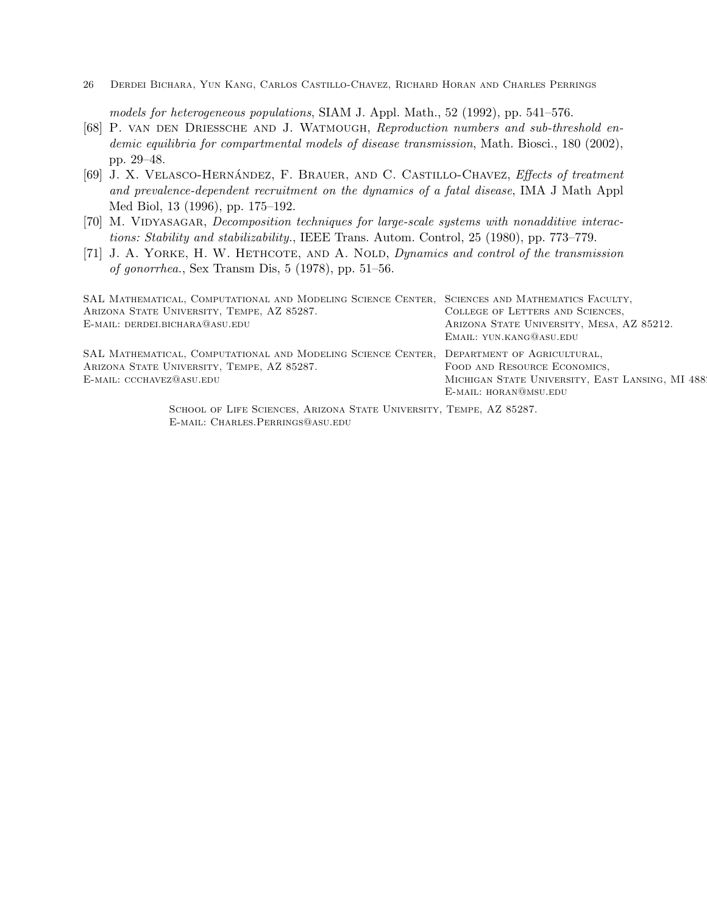*models for heterogeneous populations*, SIAM J. Appl. Math., 52 (1992), pp. 541–576.

[68] P. van den Driessche and J. Watmough, *Reproduction numbers and sub-threshold endemic equilibria for compartmental models of disease transmission*, Math. Biosci., 180 (2002), pp. 29–48.

[69] J. X. Velasco-Hernández, F. Brauer, and C. Castillo-Chavez, *Effects of treatment and prevalence-dependent recruitment on the dynamics of a fatal disease*, IMA J Math Appl Med Biol, 13 (1996), pp. 175–192.

[70] M. Vidyasagar, *Decomposition techniques for large-scale systems with nonadditive interactions: Stability and stabilizability.*, IEEE Trans. Autom. Control, 25 (1980), pp. 773–779.

[71] J. A. Yorke, H. W. Hethcote, and A. Nold, *Dynamics and control of the transmission of gonorrhea.*, Sex Transm Dis, 5 (1978), pp. 51–56.

SAL Mathematical, Computational and Modeling Science Center,
Arizona State University, Tempe, AZ 85287.
E-mail: derdei.bichara@asu.edu

Sciences and Mathematics Faculty,
College of Letters and Sciences,
Arizona State University, Mesa, AZ 85212.
Email: yun.kang@asu.edu

SAL Mathematical, Computational and Modeling Science Center,
Arizona State University, Tempe, AZ 85287.
E-mail: ccchavez@asu.edu

Department of Agricultural,
Food and Resource Economics,
Michigan State University, East Lansing, MI 488
E-mail: horan@msu.edu

School of Life Sciences, Arizona State University, Tempe, AZ 85287.
E-mail: Charles.Perrings@asu.edu